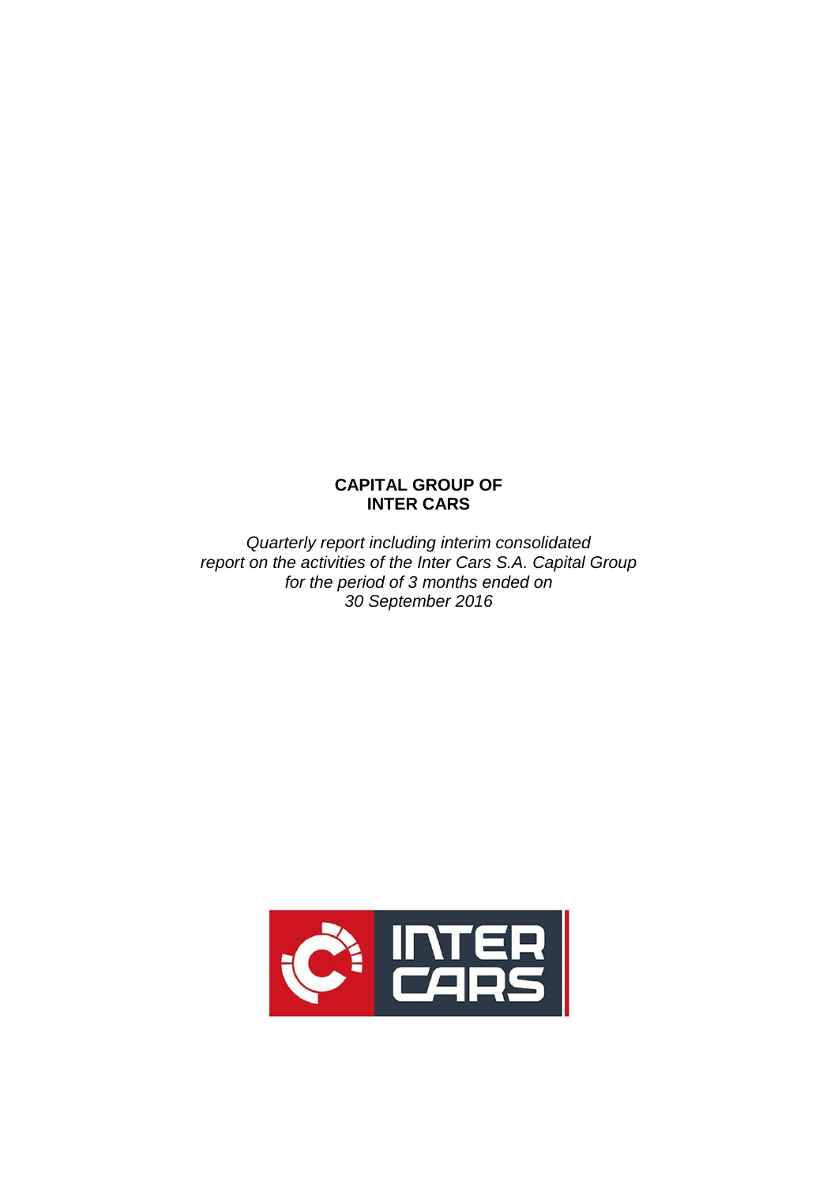# CAPITAL GROUP OF INTER CARS

*Quarterly report including interim consolidated report on the activities of the Inter Cars S.A. Capital Group for the period of 3 months ended on 30 September 2016*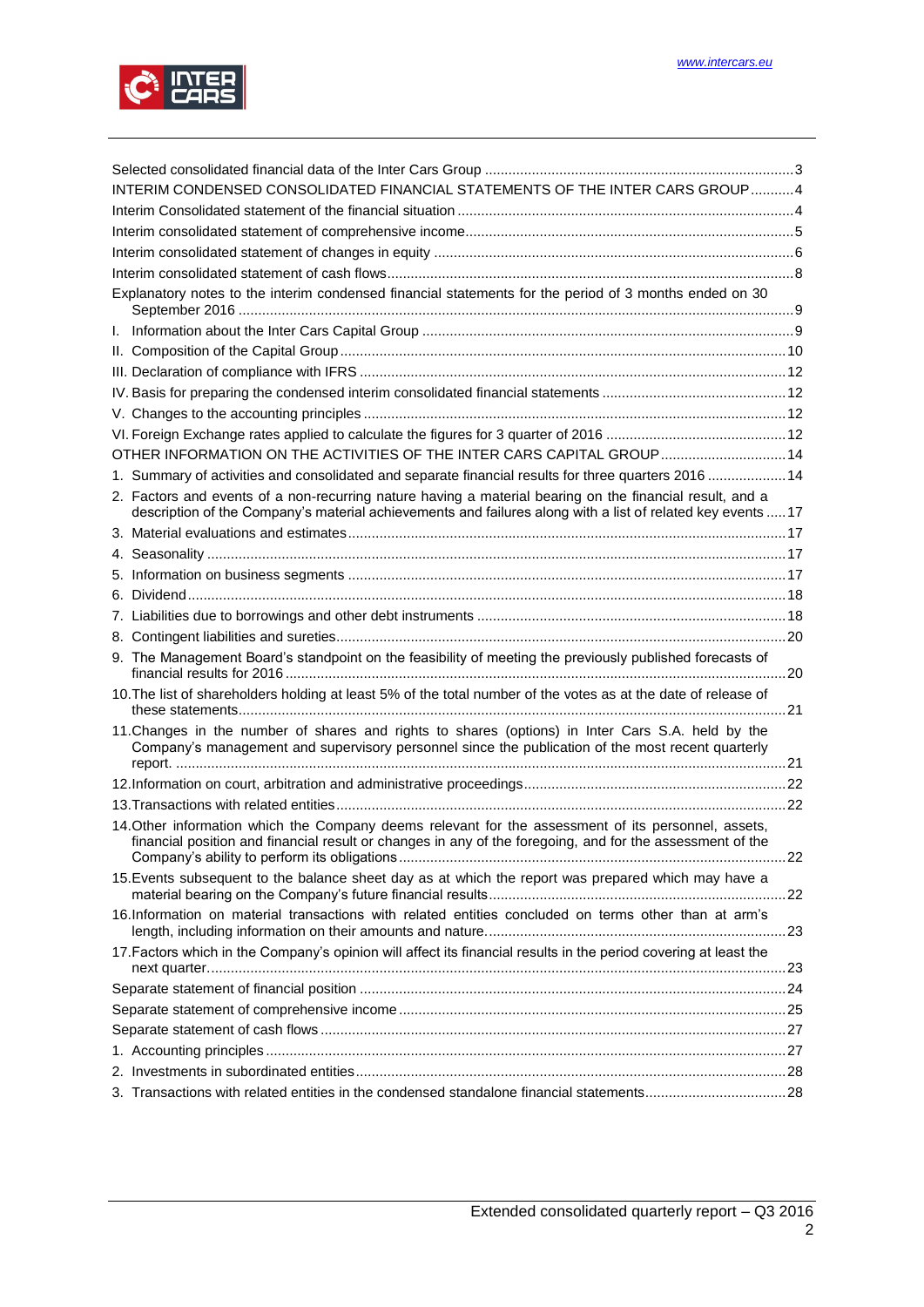Selected consolidated financial data of the Inter Cars Group ..... 3
INTERIM CONDENSED CONSOLIDATED FINANCIAL STATEMENTS OF THE INTER CARS GROUP ..... 4
Interim Consolidated statement of the financial situation ..... 4
Interim consolidated statement of comprehensive income ..... 5
Interim consolidated statement of changes in equity ..... 6
Interim consolidated statement of cash flows ..... 8
Explanatory notes to the interim condensed financial statements for the period of 3 months ended on 30 September 2016 ..... 9
I. Information about the Inter Cars Capital Group ..... 9
II. Composition of the Capital Group ..... 10
III. Declaration of compliance with IFRS ..... 12
IV. Basis for preparing the condensed interim consolidated financial statements ..... 12
V. Changes to the accounting principles ..... 12
VI. Foreign Exchange rates applied to calculate the figures for 3 quarter of 2016 ..... 12
OTHER INFORMATION ON THE ACTIVITIES OF THE INTER CARS CAPITAL GROUP ..... 14
1. Summary of activities and consolidated and separate financial results for three quarters 2016 ..... 14
2. Factors and events of a non-recurring nature having a material bearing on the financial result, and a description of the Company's material achievements and failures along with a list of related key events ..... 17
3. Material evaluations and estimates ..... 17
4. Seasonality ..... 17
5. Information on business segments ..... 17
6. Dividend ..... 18
7. Liabilities due to borrowings and other debt instruments ..... 18
8. Contingent liabilities and sureties ..... 20
9. The Management Board's standpoint on the feasibility of meeting the previously published forecasts of financial results for 2016 ..... 20
10. The list of shareholders holding at least 5% of the total number of the votes as at the date of release of these statements ..... 21
11. Changes in the number of shares and rights to shares (options) in Inter Cars S.A. held by the Company's management and supervisory personnel since the publication of the most recent quarterly report. ..... 21
12. Information on court, arbitration and administrative proceedings ..... 22
13. Transactions with related entities ..... 22
14. Other information which the Company deems relevant for the assessment of its personnel, assets, financial position and financial result or changes in any of the foregoing, and for the assessment of the Company's ability to perform its obligations ..... 22
15. Events subsequent to the balance sheet day as at which the report was prepared which may have a material bearing on the Company's future financial results ..... 22
16. Information on material transactions with related entities concluded on terms other than at arm's length, including information on their amounts and nature ..... 23
17. Factors which in the Company's opinion will affect its financial results in the period covering at least the next quarter ..... 23
Separate statement of financial position ..... 24
Separate statement of comprehensive income ..... 25
Separate statement of cash flows ..... 27
1. Accounting principles ..... 27
2. Investments in subordinated entities ..... 28
3. Transactions with related entities in the condensed standalone financial statements ..... 28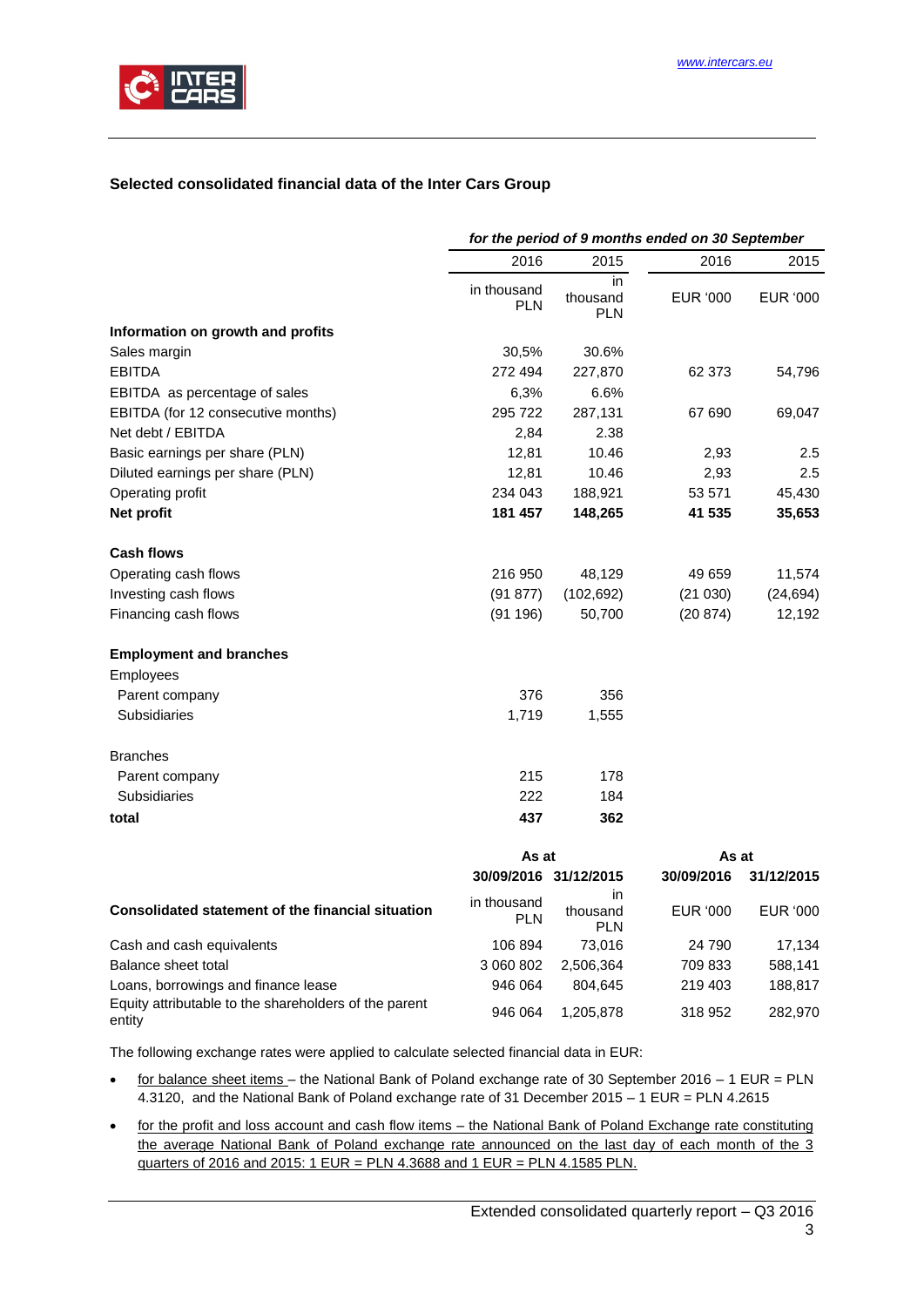### Selected consolidated financial data of the Inter Cars Group

| | *for the period of 9 months ended on 30 September* | | | |
|---|---|---|---|---|
| | 2016 | 2015 | 2016 | 2015 |
| | in thousand PLN | in thousand PLN | EUR '000 | EUR '000 |
| **Information on growth and profits** | | | | |
| Sales margin | 30,5% | 30.6% | | |
| EBITDA | 272 494 | 227,870 | 62 373 | 54,796 |
| EBITDA as percentage of sales | 6,3% | 6.6% | | |
| EBITDA (for 12 consecutive months) | 295 722 | 287,131 | 67 690 | 69,047 |
| Net debt / EBITDA | 2,84 | 2.38 | | |
| Basic earnings per share (PLN) | 12,81 | 10.46 | 2,93 | 2.5 |
| Diluted earnings per share (PLN) | 12,81 | 10.46 | 2,93 | 2.5 |
| Operating profit | 234 043 | 188,921 | 53 571 | 45,430 |
| **Net profit** | **181 457** | **148,265** | **41 535** | **35,653** |
| **Cash flows** | | | | |
| Operating cash flows | 216 950 | 48,129 | 49 659 | 11,574 |
| Investing cash flows | (91 877) | (102,692) | (21 030) | (24,694) |
| Financing cash flows | (91 196) | 50,700 | (20 874) | 12,192 |
| **Employment and branches** | | | | |
| Employees | | | | |
| Parent company | 376 | 356 | | |
| Subsidiaries | 1,719 | 1,555 | | |
| Branches | | | | |
| Parent company | 215 | 178 | | |
| Subsidiaries | 222 | 184 | | |
| **total** | **437** | **362** | | |

| | **As at** | | **As at** | |
|---|---|---|---|---|
| | **30/09/2016** | **31/12/2015** | **30/09/2016** | **31/12/2015** |
| **Consolidated statement of the financial situation** | in thousand PLN | in thousand PLN | EUR '000 | EUR '000 |
| Cash and cash equivalents | 106 894 | 73,016 | 24 790 | 17,134 |
| Balance sheet total | 3 060 802 | 2,506,364 | 709 833 | 588,141 |
| Loans, borrowings and finance lease | 946 064 | 804,645 | 219 403 | 188,817 |
| Equity attributable to the shareholders of the parent entity | 946 064 | 1,205,878 | 318 952 | 282,970 |

The following exchange rates were applied to calculate selected financial data in EUR:

- <u>for balance sheet items</u> – the National Bank of Poland exchange rate of 30 September 2016 – 1 EUR = PLN 4.3120, and the National Bank of Poland exchange rate of 31 December 2015 – 1 EUR = PLN 4.2615
- <u>for the profit and loss account and cash flow items – the National Bank of Poland Exchange rate constituting the average National Bank of Poland exchange rate announced on the last day of each month of the 3 quarters of 2016 and 2015: 1 EUR = PLN 4.3688 and 1 EUR = PLN 4.1585 PLN.</u>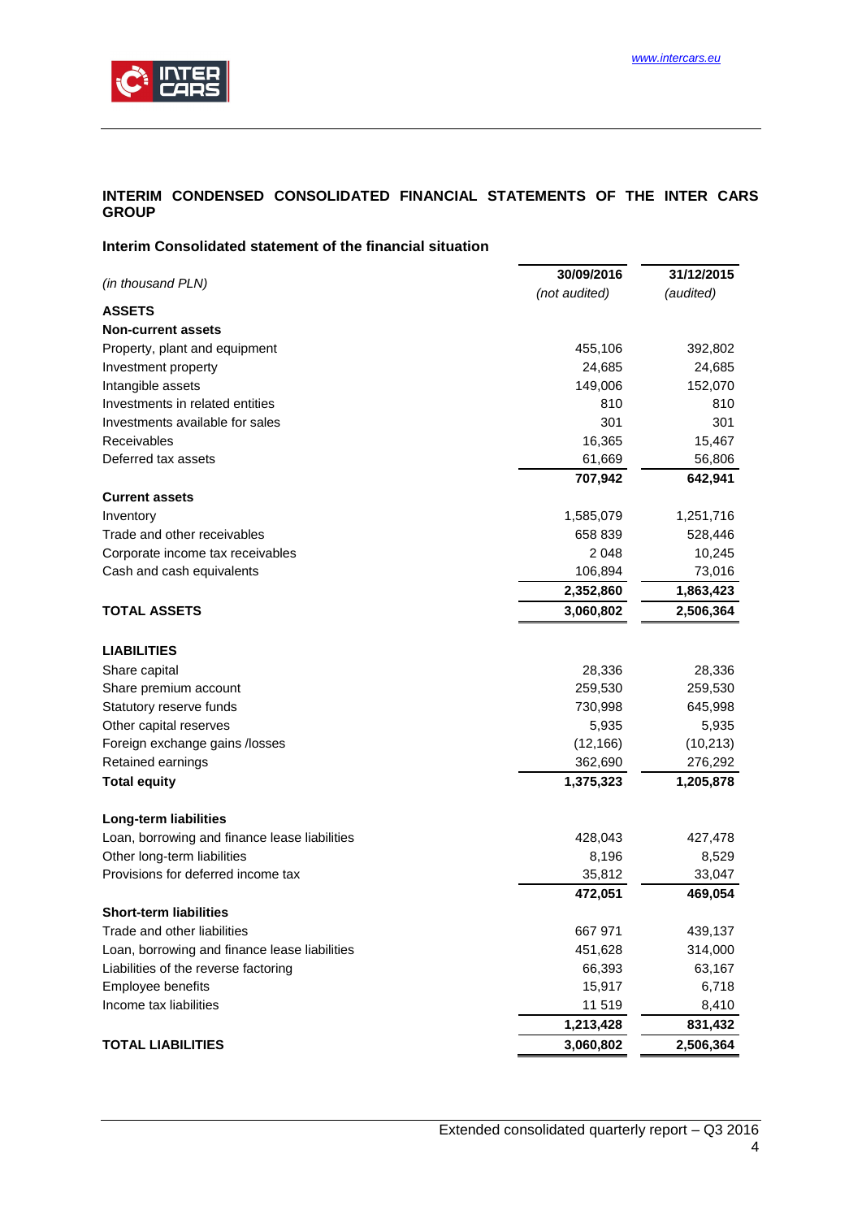## INTERIM CONDENSED CONSOLIDATED FINANCIAL STATEMENTS OF THE INTER CARS GROUP

### Interim Consolidated statement of the financial situation

| *(in thousand PLN)* | 30/09/2016 *(not audited)* | 31/12/2015 *(audited)* |
|---|---|---|
| **ASSETS** | | |
| **Non-current assets** | | |
| Property, plant and equipment | 455,106 | 392,802 |
| Investment property | 24,685 | 24,685 |
| Intangible assets | 149,006 | 152,070 |
| Investments in related entities | 810 | 810 |
| Investments available for sales | 301 | 301 |
| Receivables | 16,365 | 15,467 |
| Deferred tax assets | 61,669 | 56,806 |
| | **707,942** | **642,941** |
| **Current assets** | | |
| Inventory | 1,585,079 | 1,251,716 |
| Trade and other receivables | 658 839 | 528,446 |
| Corporate income tax receivables | 2 048 | 10,245 |
| Cash and cash equivalents | 106,894 | 73,016 |
| | **2,352,860** | **1,863,423** |
| **TOTAL ASSETS** | **3,060,802** | **2,506,364** |
| | | |
| **LIABILITIES** | | |
| Share capital | 28,336 | 28,336 |
| Share premium account | 259,530 | 259,530 |
| Statutory reserve funds | 730,998 | 645,998 |
| Other capital reserves | 5,935 | 5,935 |
| Foreign exchange gains /losses | (12,166) | (10,213) |
| Retained earnings | 362,690 | 276,292 |
| **Total equity** | **1,375,323** | **1,205,878** |
| | | |
| **Long-term liabilities** | | |
| Loan, borrowing and finance lease liabilities | 428,043 | 427,478 |
| Other long-term liabilities | 8,196 | 8,529 |
| Provisions for deferred income tax | 35,812 | 33,047 |
| | **472,051** | **469,054** |
| **Short-term liabilities** | | |
| Trade and other liabilities | 667 971 | 439,137 |
| Loan, borrowing and finance lease liabilities | 451,628 | 314,000 |
| Liabilities of the reverse factoring | 66,393 | 63,167 |
| Employee benefits | 15,917 | 6,718 |
| Income tax liabilities | 11 519 | 8,410 |
| | **1,213,428** | **831,432** |
| **TOTAL LIABILITIES** | **3,060,802** | **2,506,364** |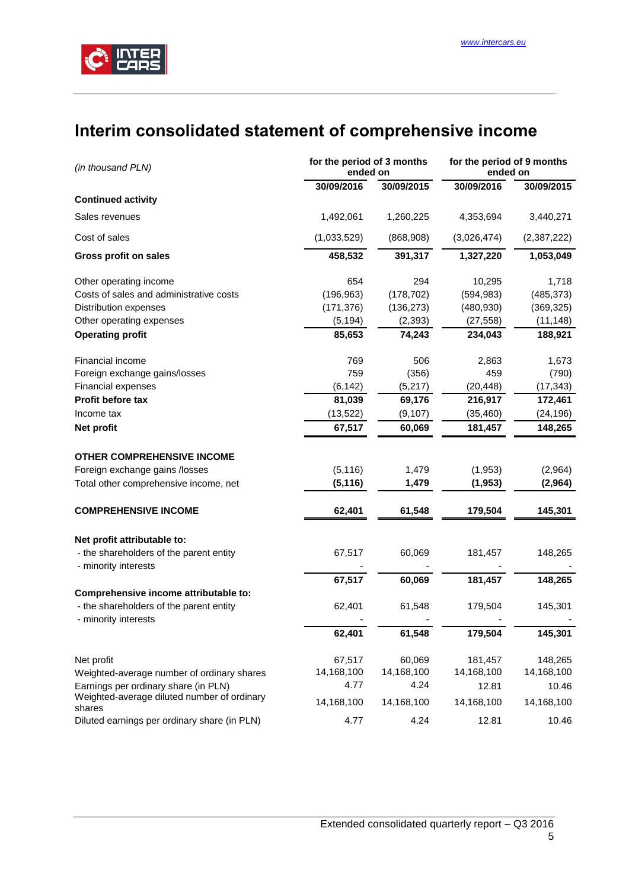# Interim consolidated statement of comprehensive income

| *(in thousand PLN)* | for the period of 3 months ended on | | for the period of 9 months ended on | |
|---|---|---|---|---|
| | **30/09/2016** | **30/09/2015** | **30/09/2016** | **30/09/2015** |
| **Continued activity** | | | | |
| Sales revenues | 1,492,061 | 1,260,225 | 4,353,694 | 3,440,271 |
| Cost of sales | (1,033,529) | (868,908) | (3,026,474) | (2,387,222) |
| **Gross profit on sales** | **458,532** | **391,317** | **1,327,220** | **1,053,049** |
| Other operating income | 654 | 294 | 10,295 | 1,718 |
| Costs of sales and administrative costs | (196,963) | (178,702) | (594,983) | (485,373) |
| Distribution expenses | (171,376) | (136,273) | (480,930) | (369,325) |
| Other operating expenses | (5,194) | (2,393) | (27,558) | (11,148) |
| **Operating profit** | **85,653** | **74,243** | **234,043** | **188,921** |
| Financial income | 769 | 506 | 2,863 | 1,673 |
| Foreign exchange gains/losses | 759 | (356) | 459 | (790) |
| Financial expenses | (6,142) | (5,217) | (20,448) | (17,343) |
| **Profit before tax** | **81,039** | **69,176** | **216,917** | **172,461** |
| Income tax | (13,522) | (9,107) | (35,460) | (24,196) |
| **Net profit** | **67,517** | **60,069** | **181,457** | **148,265** |
| **OTHER COMPREHENSIVE INCOME** | | | | |
| Foreign exchange gains /losses | (5,116) | 1,479 | (1,953) | (2,964) |
| Total other comprehensive income, net | **(5,116)** | **1,479** | **(1,953)** | **(2,964)** |
| **COMPREHENSIVE INCOME** | **62,401** | **61,548** | **179,504** | **145,301** |
| **Net profit attributable to:** | | | | |
| - the shareholders of the parent entity | 67,517 | 60,069 | 181,457 | 148,265 |
| - minority interests | - | - | - | - |
| | **67,517** | **60,069** | **181,457** | **148,265** |
| **Comprehensive income attributable to:** | | | | |
| - the shareholders of the parent entity | 62,401 | 61,548 | 179,504 | 145,301 |
| - minority interests | - | - | - | - |
| | **62,401** | **61,548** | **179,504** | **145,301** |
| Net profit | 67,517 | 60,069 | 181,457 | 148,265 |
| Weighted-average number of ordinary shares | 14,168,100 | 14,168,100 | 14,168,100 | 14,168,100 |
| Earnings per ordinary share (in PLN) | 4.77 | 4.24 | 12.81 | 10.46 |
| Weighted-average diluted number of ordinary shares | 14,168,100 | 14,168,100 | 14,168,100 | 14,168,100 |
| Diluted earnings per ordinary share (in PLN) | 4.77 | 4.24 | 12.81 | 10.46 |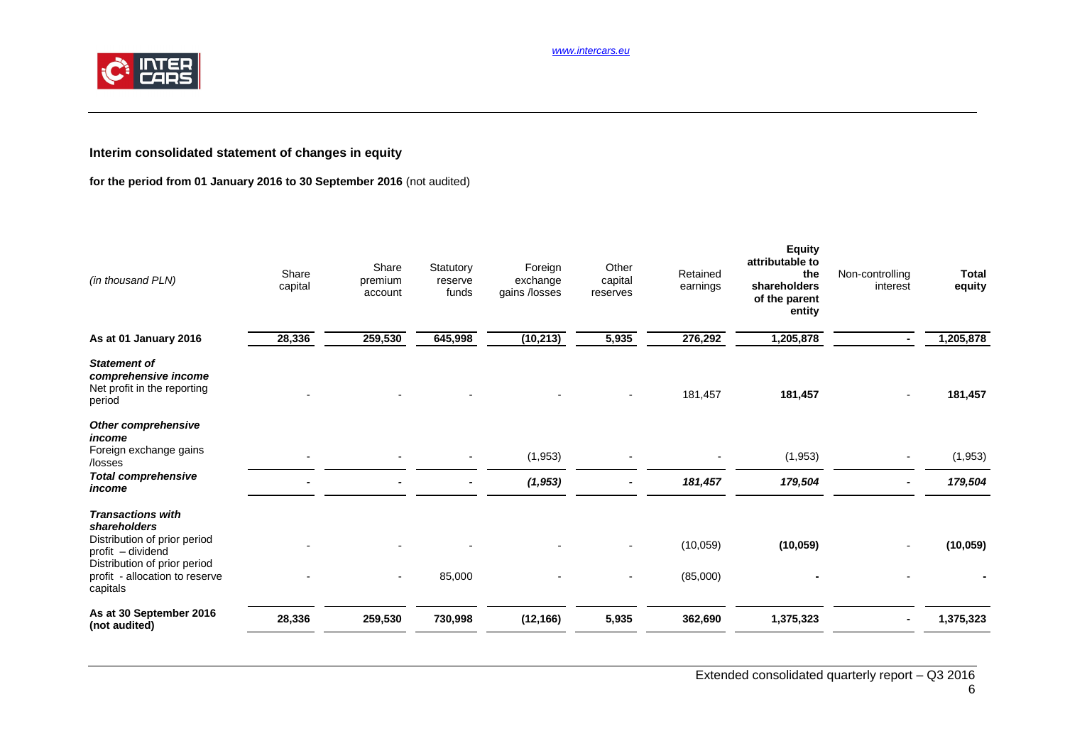## Interim consolidated statement of changes in equity

**for the period from 01 January 2016 to 30 September 2016** (not audited)

| *(in thousand PLN)* | Share capital | Share premium account | Statutory reserve funds | Foreign exchange gains /losses | Other capital reserves | Retained earnings | **Equity attributable to the shareholders of the parent entity** | Non-controlling interest | **Total equity** |
|---|---|---|---|---|---|---|---|---|---|
| **As at 01 January 2016** | **28,336** | **259,530** | **645,998** | **(10,213)** | **5,935** | **276,292** | **1,205,878** | **-** | **1,205,878** |
| ***Statement of comprehensive income*** | | | | | | | | | |
| Net profit in the reporting period | - | - | - | - | - | 181,457 | **181,457** | - | **181,457** |
| ***Other comprehensive income*** | | | | | | | | | |
| Foreign exchange gains /losses | - | - | - | (1,953) | - | - | (1,953) | - | (1,953) |
| ***Total comprehensive income*** | **-** | **-** | **-** | ***(1,953)*** | **-** | ***181,457*** | ***179,504*** | **-** | ***179,504*** |
| ***Transactions with shareholders*** | | | | | | | | | |
| Distribution of prior period profit – dividend | - | - | - | - | - | (10,059) | **(10,059)** | - | **(10,059)** |
| Distribution of prior period profit - allocation to reserve capitals | - | - | 85,000 | - | - | (85,000) | **-** | - | **-** |
| **As at 30 September 2016 (not audited)** | **28,336** | **259,530** | **730,998** | **(12,166)** | **5,935** | **362,690** | **1,375,323** | **-** | **1,375,323** |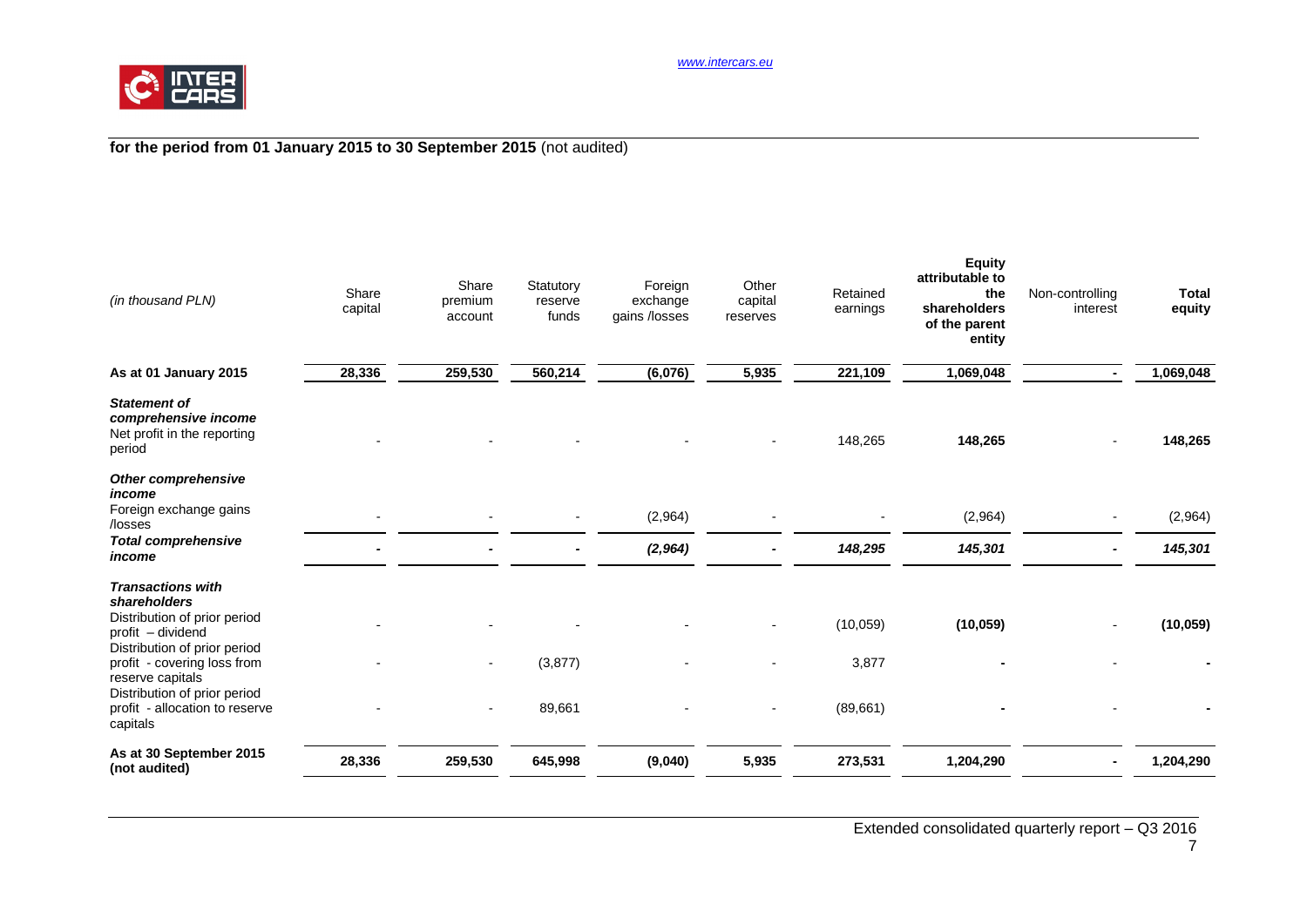**for the period from 01 January 2015 to 30 September 2015** (not audited)

| *(in thousand PLN)* | Share capital | Share premium account | Statutory reserve funds | Foreign exchange gains /losses | Other capital reserves | Retained earnings | **Equity attributable to the shareholders of the parent entity** | Non-controlling interest | **Total equity** |
|---|---|---|---|---|---|---|---|---|---|
| **As at 01 January 2015** | **28,336** | **259,530** | **560,214** | **(6,076)** | **5,935** | **221,109** | **1,069,048** | **-** | **1,069,048** |
| ***Statement of comprehensive income*** | | | | | | | | | |
| Net profit in the reporting period | - | - | - | - | - | 148,265 | **148,265** | - | **148,265** |
| ***Other comprehensive income*** | | | | | | | | | |
| Foreign exchange gains /losses | - | - | - | (2,964) | - | - | (2,964) | - | (2,964) |
| ***Total comprehensive income*** | **-** | **-** | **-** | ***(2,964)*** | **-** | ***148,295*** | ***145,301*** | **-** | ***145,301*** |
| ***Transactions with shareholders*** | | | | | | | | | |
| Distribution of prior period profit – dividend | - | - | - | - | - | (10,059) | **(10,059)** | - | **(10,059)** |
| Distribution of prior period profit - covering loss from reserve capitals | - | - | (3,877) | - | - | 3,877 | **-** | - | **-** |
| Distribution of prior period profit - allocation to reserve capitals | - | - | 89,661 | - | - | (89,661) | **-** | - | **-** |
| **As at 30 September 2015 (not audited)** | **28,336** | **259,530** | **645,998** | **(9,040)** | **5,935** | **273,531** | **1,204,290** | **-** | **1,204,290** |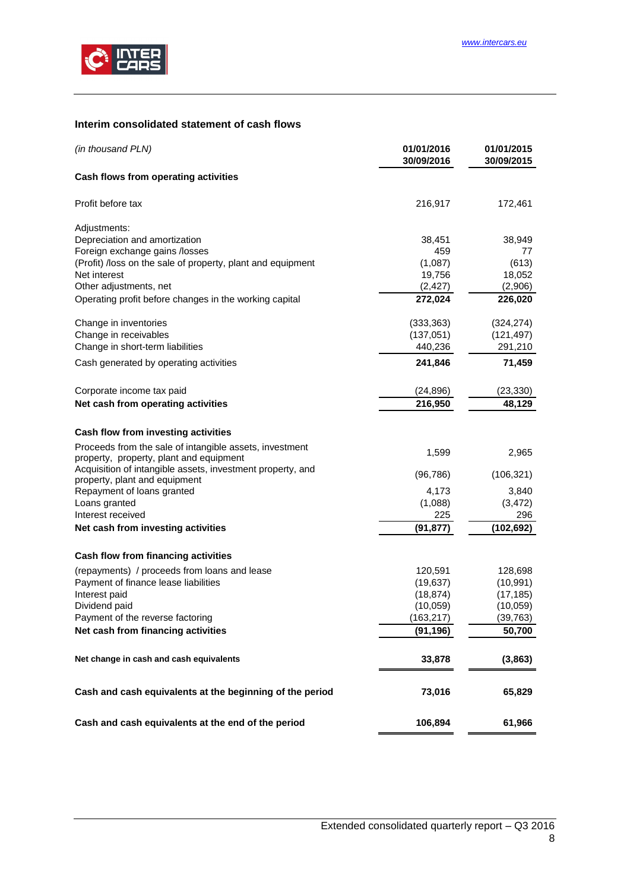## Interim consolidated statement of cash flows

| *(in thousand PLN)* | 01/01/2016 30/09/2016 | 01/01/2015 30/09/2015 |
|---|---|---|
| **Cash flows from operating activities** | | |
| Profit before tax | 216,917 | 172,461 |
| Adjustments: | | |
| Depreciation and amortization | 38,451 | 38,949 |
| Foreign exchange gains /losses | 459 | 77 |
| (Profit) /loss on the sale of property, plant and equipment | (1,087) | (613) |
| Net interest | 19,756 | 18,052 |
| Other adjustments, net | (2,427) | (2,906) |
| Operating profit before changes in the working capital | **272,024** | **226,020** |
| Change in inventories | (333,363) | (324,274) |
| Change in receivables | (137,051) | (121,497) |
| Change in short-term liabilities | 440,236 | 291,210 |
| Cash generated by operating activities | **241,846** | **71,459** |
| Corporate income tax paid | (24,896) | (23,330) |
| **Net cash from operating activities** | **216,950** | **48,129** |
| **Cash flow from investing activities** | | |
| Proceeds from the sale of intangible assets, investment property, property, plant and equipment | 1,599 | 2,965 |
| Acquisition of intangible assets, investment property, and property, plant and equipment | (96,786) | (106,321) |
| Repayment of loans granted | 4,173 | 3,840 |
| Loans granted | (1,088) | (3,472) |
| Interest received | 225 | 296 |
| **Net cash from investing activities** | **(91,877)** | **(102,692)** |
| **Cash flow from financing activities** | | |
| (repayments) / proceeds from loans and lease | 120,591 | 128,698 |
| Payment of finance lease liabilities | (19,637) | (10,991) |
| Interest paid | (18,874) | (17,185) |
| Dividend paid | (10,059) | (10,059) |
| Payment of the reverse factoring | (163,217) | (39,763) |
| **Net cash from financing activities** | **(91,196)** | **50,700** |
| **Net change in cash and cash equivalents** | **33,878** | **(3,863)** |
| **Cash and cash equivalents at the beginning of the period** | **73,016** | **65,829** |
| **Cash and cash equivalents at the end of the period** | **106,894** | **61,966** |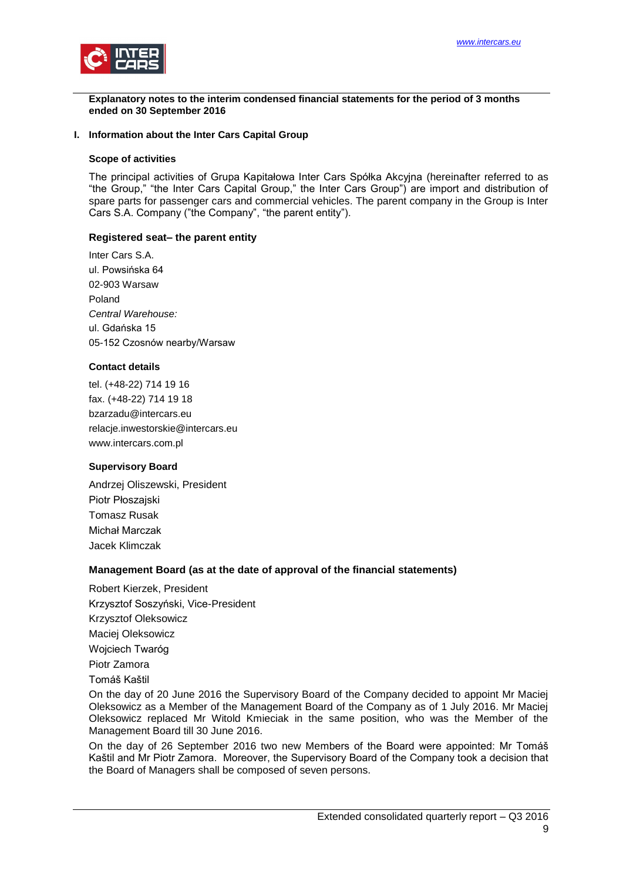**Explanatory notes to the interim condensed financial statements for the period of 3 months ended on 30 September 2016**

## I. Information about the Inter Cars Capital Group

### Scope of activities

The principal activities of Grupa Kapitałowa Inter Cars Spółka Akcyjna (hereinafter referred to as "the Group," "the Inter Cars Capital Group," "the Inter Cars Group") are import and distribution of spare parts for passenger cars and commercial vehicles. The parent company in the Group is Inter Cars S.A. Company ("the Company", "the parent entity").

### Registered seat– the parent entity

Inter Cars S.A.
ul. Powsińska 64
02-903 Warsaw
Poland
*Central Warehouse:*
ul. Gdańska 15
05-152 Czosnów nearby/Warsaw

### Contact details

tel. (+48-22) 714 19 16
fax. (+48-22) 714 19 18
bzarzadu@intercars.eu
relacje.inwestorskie@intercars.eu
www.intercars.com.pl

### Supervisory Board

Andrzej Oliszewski, President
Piotr Płoszajski
Tomasz Rusak
Michał Marczak
Jacek Klimczak

### Management Board (as at the date of approval of the financial statements)

Robert Kierzek, President
Krzysztof Soszyński, Vice-President
Krzysztof Oleksowicz
Maciej Oleksowicz
Wojciech Twaróg
Piotr Zamora
Tomáš Kaštil

On the day of 20 June 2016 the Supervisory Board of the Company decided to appoint Mr Maciej Oleksowicz as a Member of the Management Board of the Company as of 1 July 2016. Mr Maciej Oleksowicz replaced Mr Witold Kmieciak in the same position, who was the Member of the Management Board till 30 June 2016.

On the day of 26 September 2016 two new Members of the Board were appointed: Mr Tomáš Kaštil and Mr Piotr Zamora. Moreover, the Supervisory Board of the Company took a decision that the Board of Managers shall be composed of seven persons.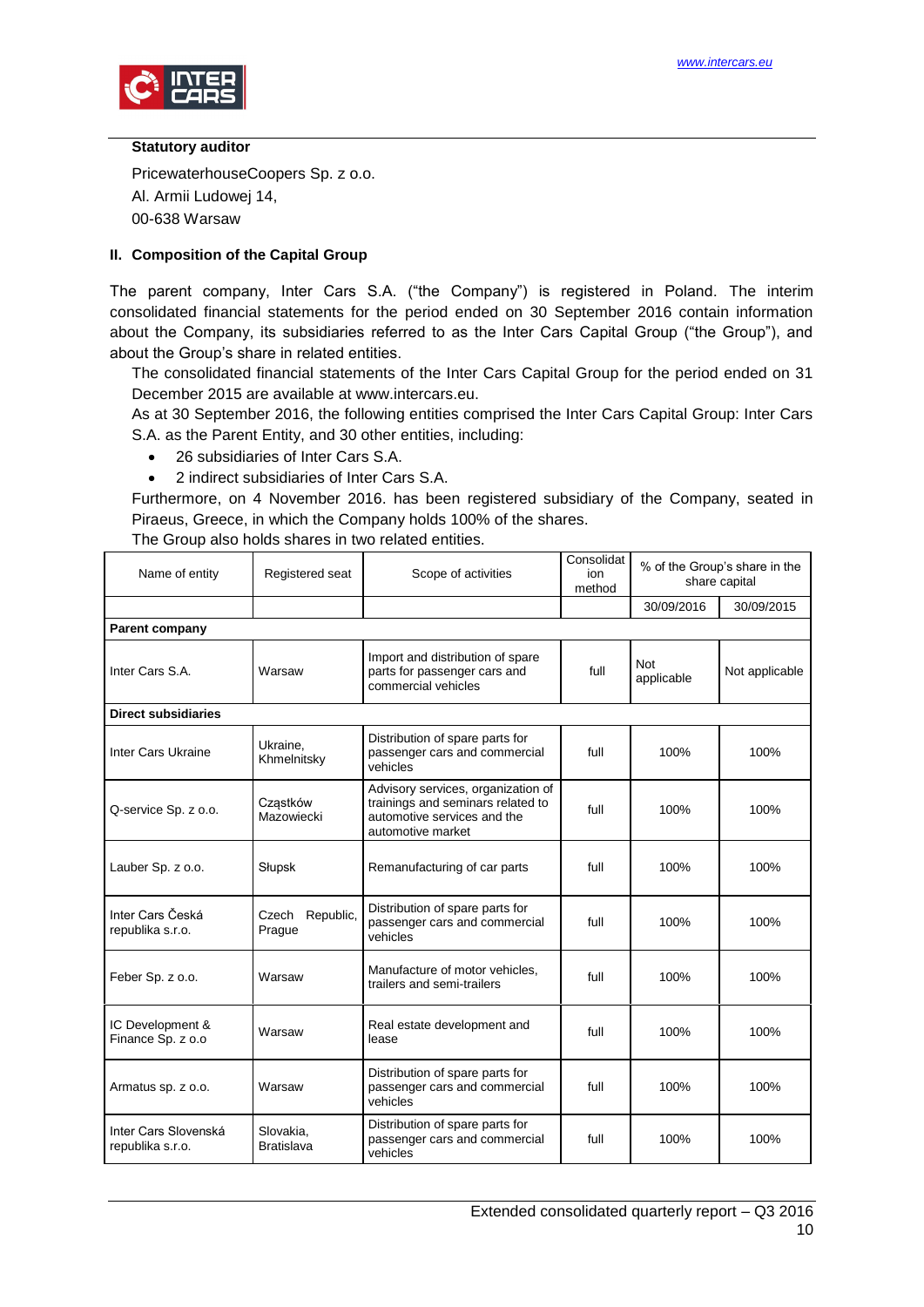**Statutory auditor**

PricewaterhouseCoopers Sp. z o.o.
Al. Armii Ludowej 14,
00-638 Warsaw

## II. Composition of the Capital Group

The parent company, Inter Cars S.A. ("the Company") is registered in Poland. The interim consolidated financial statements for the period ended on 30 September 2016 contain information about the Company, its subsidiaries referred to as the Inter Cars Capital Group ("the Group"), and about the Group's share in related entities.

The consolidated financial statements of the Inter Cars Capital Group for the period ended on 31 December 2015 are available at www.intercars.eu.

As at 30 September 2016, the following entities comprised the Inter Cars Capital Group: Inter Cars S.A. as the Parent Entity, and 30 other entities, including:

- 26 subsidiaries of Inter Cars S.A.
- 2 indirect subsidiaries of Inter Cars S.A.

Furthermore, on 4 November 2016. has been registered subsidiary of the Company, seated in Piraeus, Greece, in which the Company holds 100% of the shares.

The Group also holds shares in two related entities.

| Name of entity | Registered seat | Scope of activities | Consolidation method | % of the Group's share in the share capital | |
|---|---|---|---|---|---|
| | | | | 30/09/2016 | 30/09/2015 |
| **Parent company** | | | | | |
| Inter Cars S.A. | Warsaw | Import and distribution of spare parts for passenger cars and commercial vehicles | full | Not applicable | Not applicable |
| **Direct subsidiaries** | | | | | |
| Inter Cars Ukraine | Ukraine, Khmelnitsky | Distribution of spare parts for passenger cars and commercial vehicles | full | 100% | 100% |
| Q-service Sp. z o.o. | Cząstków Mazowiecki | Advisory services, organization of trainings and seminars related to automotive services and the automotive market | full | 100% | 100% |
| Lauber Sp. z o.o. | Słupsk | Remanufacturing of car parts | full | 100% | 100% |
| Inter Cars Česká republika s.r.o. | Czech Republic, Prague | Distribution of spare parts for passenger cars and commercial vehicles | full | 100% | 100% |
| Feber Sp. z o.o. | Warsaw | Manufacture of motor vehicles, trailers and semi-trailers | full | 100% | 100% |
| IC Development & Finance Sp. z o.o | Warsaw | Real estate development and lease | full | 100% | 100% |
| Armatus sp. z o.o. | Warsaw | Distribution of spare parts for passenger cars and commercial vehicles | full | 100% | 100% |
| Inter Cars Slovenská republika s.r.o. | Slovakia, Bratislava | Distribution of spare parts for passenger cars and commercial vehicles | full | 100% | 100% |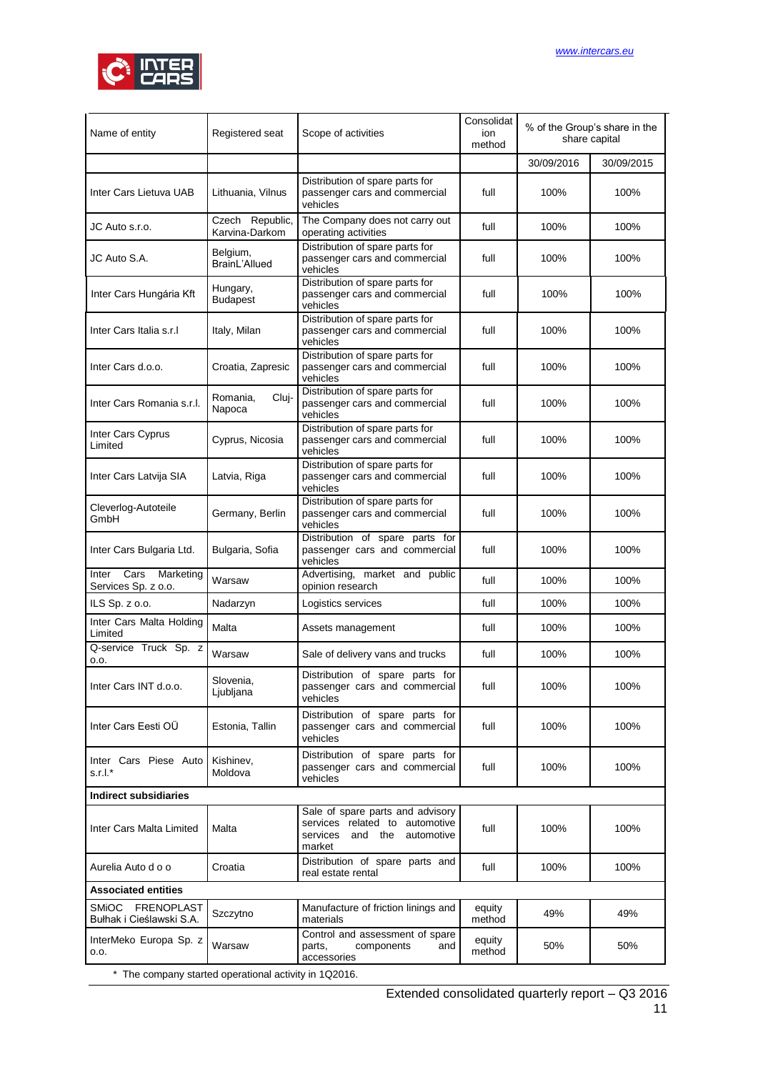| Name of entity | Registered seat | Scope of activities | Consolidation method | % of the Group's share in the share capital | |
|---|---|---|---|---|---|
| | | | | 30/09/2016 | 30/09/2015 |
| Inter Cars Lietuva UAB | Lithuania, Vilnus | Distribution of spare parts for passenger cars and commercial vehicles | full | 100% | 100% |
| JC Auto s.r.o. | Czech Republic, Karvina-Darkom | The Company does not carry out operating activities | full | 100% | 100% |
| JC Auto S.A. | Belgium, BrainL'Allued | Distribution of spare parts for passenger cars and commercial vehicles | full | 100% | 100% |
| Inter Cars Hungária Kft | Hungary, Budapest | Distribution of spare parts for passenger cars and commercial vehicles | full | 100% | 100% |
| Inter Cars Italia s.r.l | Italy, Milan | Distribution of spare parts for passenger cars and commercial vehicles | full | 100% | 100% |
| Inter Cars d.o.o. | Croatia, Zapresic | Distribution of spare parts for passenger cars and commercial vehicles | full | 100% | 100% |
| Inter Cars Romania s.r.l. | Romania, Cluj-Napoca | Distribution of spare parts for passenger cars and commercial vehicles | full | 100% | 100% |
| Inter Cars Cyprus Limited | Cyprus, Nicosia | Distribution of spare parts for passenger cars and commercial vehicles | full | 100% | 100% |
| Inter Cars Latvija SIA | Latvia, Riga | Distribution of spare parts for passenger cars and commercial vehicles | full | 100% | 100% |
| Cleverlog-Autoteile GmbH | Germany, Berlin | Distribution of spare parts for passenger cars and commercial vehicles | full | 100% | 100% |
| Inter Cars Bulgaria Ltd. | Bulgaria, Sofia | Distribution of spare parts for passenger cars and commercial vehicles | full | 100% | 100% |
| Inter Cars Marketing Services Sp. z o.o. | Warsaw | Advertising, market and public opinion research | full | 100% | 100% |
| ILS Sp. z o.o. | Nadarzyn | Logistics services | full | 100% | 100% |
| Inter Cars Malta Holding Limited | Malta | Assets management | full | 100% | 100% |
| Q-service Truck Sp. z o.o. | Warsaw | Sale of delivery vans and trucks | full | 100% | 100% |
| Inter Cars INT d.o.o. | Slovenia, Ljubljana | Distribution of spare parts for passenger cars and commercial vehicles | full | 100% | 100% |
| Inter Cars Eesti OÜ | Estonia, Tallin | Distribution of spare parts for passenger cars and commercial vehicles | full | 100% | 100% |
| Inter Cars Piese Auto s.r.l.* | Kishinev, Moldova | Distribution of spare parts for passenger cars and commercial vehicles | full | 100% | 100% |
| **Indirect subsidiaries** | | | | | |
| Inter Cars Malta Limited | Malta | Sale of spare parts and advisory services related to automotive services and the automotive market | full | 100% | 100% |
| Aurelia Auto d o o | Croatia | Distribution of spare parts and real estate rental | full | 100% | 100% |
| **Associated entities** | | | | | |
| SMiOC FRENOPLAST Bułhak i Cieślawski S.A. | Szczytno | Manufacture of friction linings and materials | equity method | 49% | 49% |
| InterMeko Europa Sp. z o.o. | Warsaw | Control and assessment of spare parts, components and accessories | equity method | 50% | 50% |

\* The company started operational activity in 1Q2016.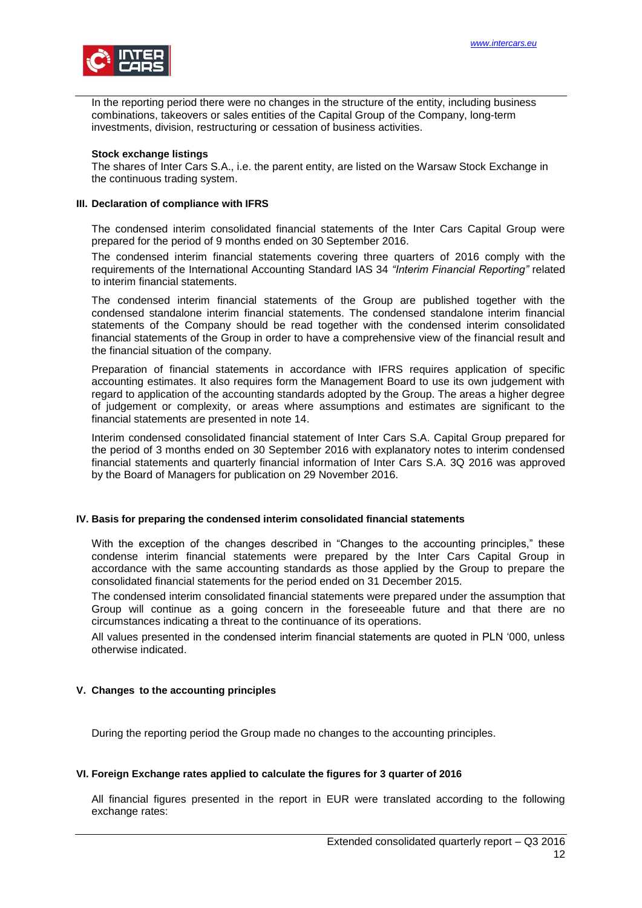In the reporting period there were no changes in the structure of the entity, including business combinations, takeovers or sales entities of the Capital Group of the Company, long-term investments, division, restructuring or cessation of business activities.

**Stock exchange listings**

The shares of Inter Cars S.A., i.e. the parent entity, are listed on the Warsaw Stock Exchange in the continuous trading system.

## III. Declaration of compliance with IFRS

The condensed interim consolidated financial statements of the Inter Cars Capital Group were prepared for the period of 9 months ended on 30 September 2016.

The condensed interim financial statements covering three quarters of 2016 comply with the requirements of the International Accounting Standard IAS 34 *"Interim Financial Reporting"* related to interim financial statements.

The condensed interim financial statements of the Group are published together with the condensed standalone interim financial statements. The condensed standalone interim financial statements of the Company should be read together with the condensed interim consolidated financial statements of the Group in order to have a comprehensive view of the financial result and the financial situation of the company.

Preparation of financial statements in accordance with IFRS requires application of specific accounting estimates. It also requires form the Management Board to use its own judgement with regard to application of the accounting standards adopted by the Group. The areas a higher degree of judgement or complexity, or areas where assumptions and estimates are significant to the financial statements are presented in note 14.

Interim condensed consolidated financial statement of Inter Cars S.A. Capital Group prepared for the period of 3 months ended on 30 September 2016 with explanatory notes to interim condensed financial statements and quarterly financial information of Inter Cars S.A. 3Q 2016 was approved by the Board of Managers for publication on 29 November 2016.

## IV. Basis for preparing the condensed interim consolidated financial statements

With the exception of the changes described in "Changes to the accounting principles," these condense interim financial statements were prepared by the Inter Cars Capital Group in accordance with the same accounting standards as those applied by the Group to prepare the consolidated financial statements for the period ended on 31 December 2015.

The condensed interim consolidated financial statements were prepared under the assumption that Group will continue as a going concern in the foreseeable future and that there are no circumstances indicating a threat to the continuance of its operations.

All values presented in the condensed interim financial statements are quoted in PLN '000, unless otherwise indicated.

## V. Changes to the accounting principles

During the reporting period the Group made no changes to the accounting principles.

## VI. Foreign Exchange rates applied to calculate the figures for 3 quarter of 2016

All financial figures presented in the report in EUR were translated according to the following exchange rates: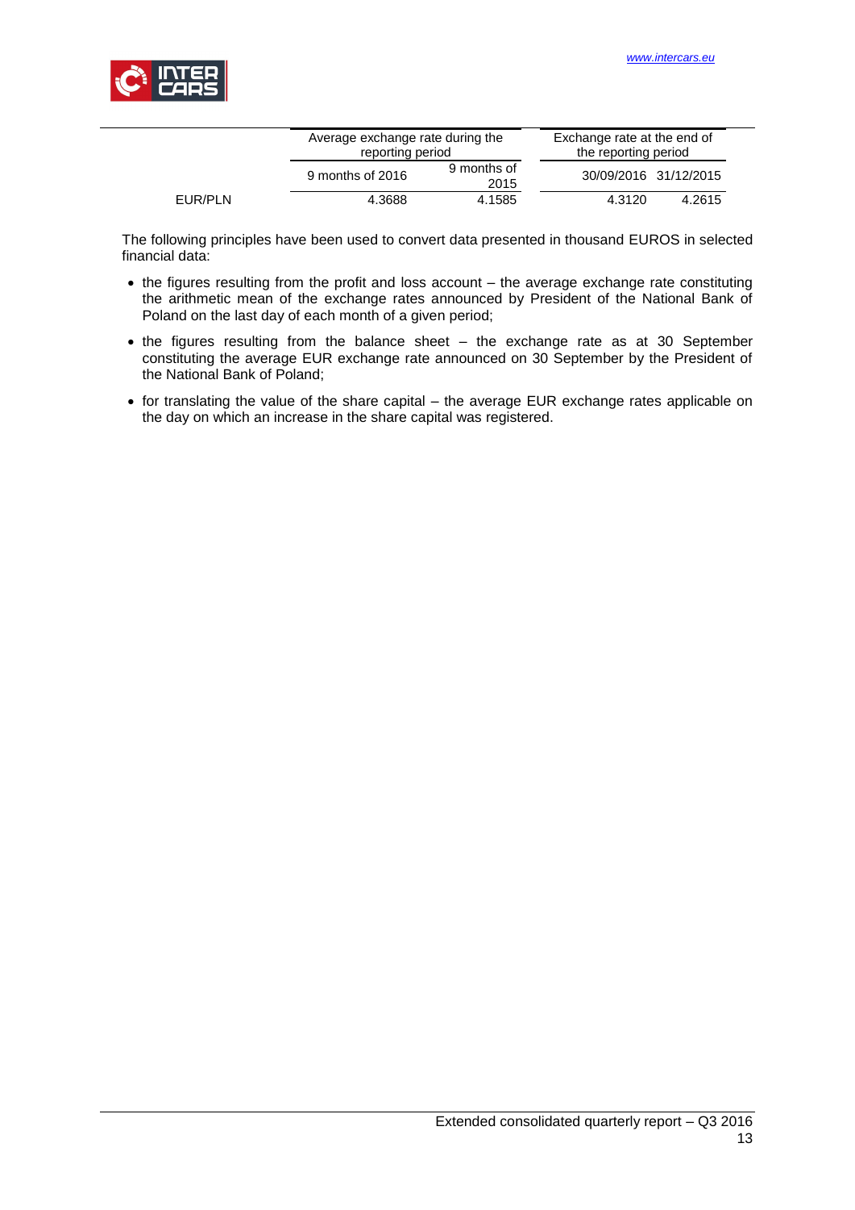| | Average exchange rate during the reporting period | | Exchange rate at the end of the reporting period | |
|---|---|---|---|---|
| | 9 months of 2016 | 9 months of 2015 | 30/09/2016 | 31/12/2015 |
| EUR/PLN | 4.3688 | 4.1585 | 4.3120 | 4.2615 |

The following principles have been used to convert data presented in thousand EUROS in selected financial data:

- the figures resulting from the profit and loss account – the average exchange rate constituting the arithmetic mean of the exchange rates announced by President of the National Bank of Poland on the last day of each month of a given period;
- the figures resulting from the balance sheet – the exchange rate as at 30 September constituting the average EUR exchange rate announced on 30 September by the President of the National Bank of Poland;
- for translating the value of the share capital – the average EUR exchange rates applicable on the day on which an increase in the share capital was registered.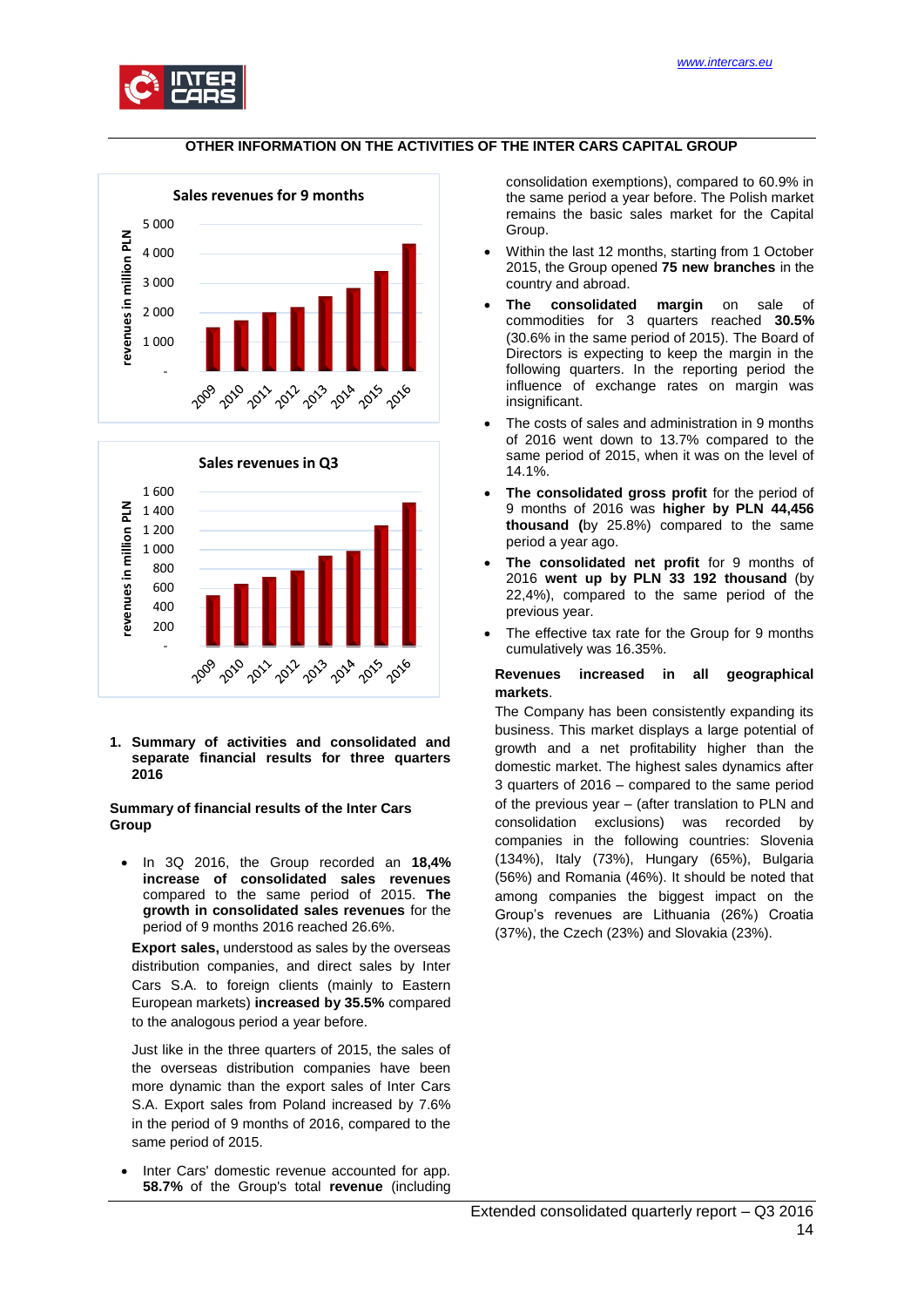## OTHER INFORMATION ON THE ACTIVITIES OF THE INTER CARS CAPITAL GROUP

Sales revenues for 9 months

Sales revenues in Q3

1. **Summary of activities and consolidated and separate financial results for three quarters 2016**

**Summary of financial results of the Inter Cars Group**

- In 3Q 2016, the Group recorded an **18,4% increase of consolidated sales revenues** compared to the same period of 2015. **The growth in consolidated sales revenues** for the period of 9 months 2016 reached 26.6%.

  **Export sales,** understood as sales by the overseas distribution companies, and direct sales by Inter Cars S.A. to foreign clients (mainly to Eastern European markets) **increased by 35.5%** compared to the analogous period a year before.

  Just like in the three quarters of 2015, the sales of the overseas distribution companies have been more dynamic than the export sales of Inter Cars S.A. Export sales from Poland increased by 7.6% in the period of 9 months of 2016, compared to the same period of 2015.

- Inter Cars' domestic revenue accounted for app. **58.7%** of the Group's total **revenue** (including consolidation exemptions), compared to 60.9% in the same period a year before. The Polish market remains the basic sales market for the Capital Group.
- Within the last 12 months, starting from 1 October 2015, the Group opened **75 new branches** in the country and abroad.
- **The consolidated margin** on sale of commodities for 3 quarters reached **30.5%** (30.6% in the same period of 2015). The Board of Directors is expecting to keep the margin in the following quarters. In the reporting period the influence of exchange rates on margin was insignificant.
- The costs of sales and administration in 9 months of 2016 went down to 13.7% compared to the same period of 2015, when it was on the level of 14.1%.
- **The consolidated gross profit** for the period of 9 months of 2016 was **higher by PLN 44,456 thousand (**by 25.8%) compared to the same period a year ago.
- **The consolidated net profit** for 9 months of 2016 **went up by PLN 33 192 thousand** (by 22,4%), compared to the same period of the previous year.
- The effective tax rate for the Group for 9 months cumulatively was 16.35%.

**Revenues increased in all geographical markets**.

The Company has been consistently expanding its business. This market displays a large potential of growth and a net profitability higher than the domestic market. The highest sales dynamics after 3 quarters of 2016 – compared to the same period of the previous year – (after translation to PLN and consolidation exclusions) was recorded by companies in the following countries: Slovenia (134%), Italy (73%), Hungary (65%), Bulgaria (56%) and Romania (46%). It should be noted that among companies the biggest impact on the Group's revenues are Lithuania (26%) Croatia (37%), the Czech (23%) and Slovakia (23%).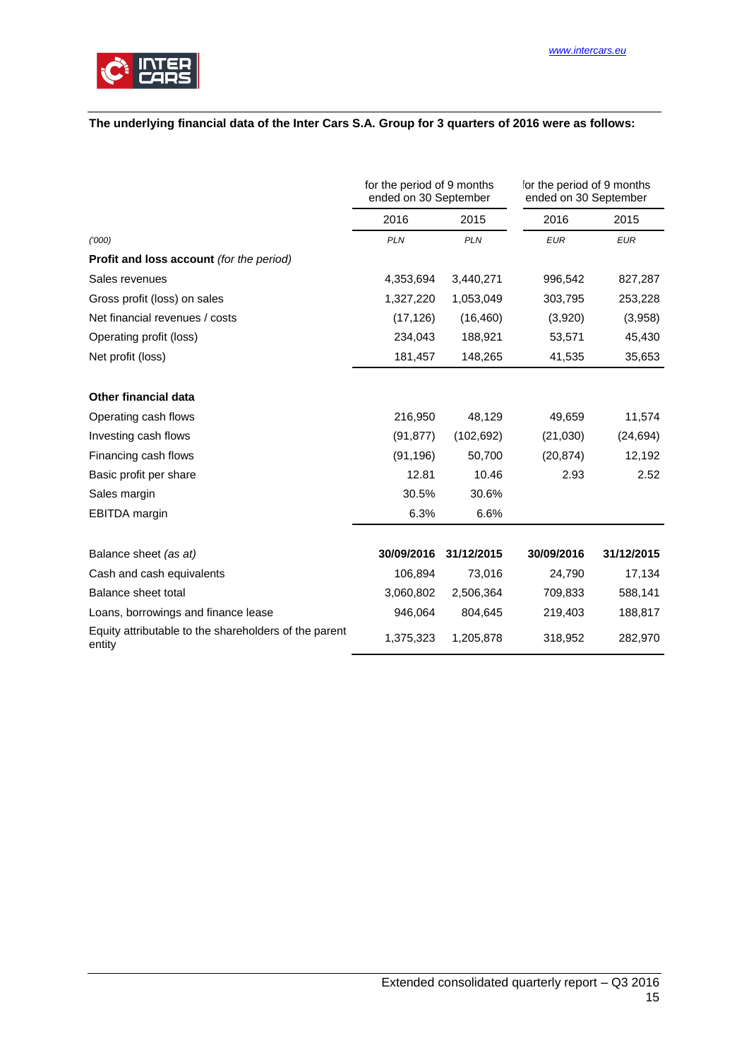**The underlying financial data of the Inter Cars S.A. Group for 3 quarters of 2016 were as follows:**

| | for the period of 9 months ended on 30 September | | for the period of 9 months ended on 30 September | |
|---|---|---|---|---|
| | 2016 | 2015 | 2016 | 2015 |
| *('000)* | *PLN* | *PLN* | *EUR* | *EUR* |
| **Profit and loss account** *(for the period)* | | | | |
| Sales revenues | 4,353,694 | 3,440,271 | 996,542 | 827,287 |
| Gross profit (loss) on sales | 1,327,220 | 1,053,049 | 303,795 | 253,228 |
| Net financial revenues / costs | (17,126) | (16,460) | (3,920) | (3,958) |
| Operating profit (loss) | 234,043 | 188,921 | 53,571 | 45,430 |
| Net profit (loss) | 181,457 | 148,265 | 41,535 | 35,653 |
| **Other financial data** | | | | |
| Operating cash flows | 216,950 | 48,129 | 49,659 | 11,574 |
| Investing cash flows | (91,877) | (102,692) | (21,030) | (24,694) |
| Financing cash flows | (91,196) | 50,700 | (20,874) | 12,192 |
| Basic profit per share | 12.81 | 10.46 | 2.93 | 2.52 |
| Sales margin | 30.5% | 30.6% | | |
| EBITDA margin | 6.3% | 6.6% | | |
| Balance sheet *(as at)* | **30/09/2016** | **31/12/2015** | **30/09/2016** | **31/12/2015** |
| Cash and cash equivalents | 106,894 | 73,016 | 24,790 | 17,134 |
| Balance sheet total | 3,060,802 | 2,506,364 | 709,833 | 588,141 |
| Loans, borrowings and finance lease | 946,064 | 804,645 | 219,403 | 188,817 |
| Equity attributable to the shareholders of the parent entity | 1,375,323 | 1,205,878 | 318,952 | 282,970 |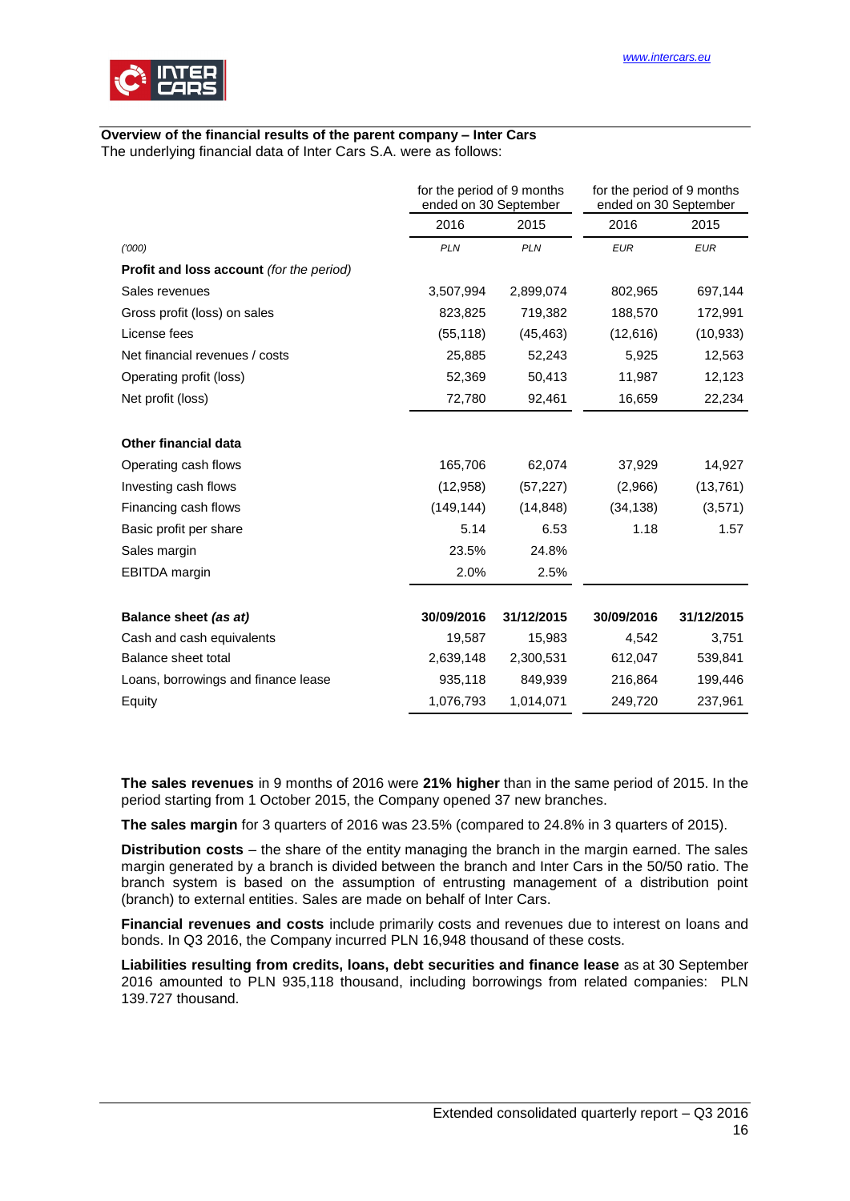**Overview of the financial results of the parent company – Inter Cars**

The underlying financial data of Inter Cars S.A. were as follows:

| | for the period of 9 months ended on 30 September | | for the period of 9 months ended on 30 September | |
|---|---|---|---|---|
| | 2016 | 2015 | 2016 | 2015 |
| *('000)* | *PLN* | *PLN* | *EUR* | *EUR* |
| **Profit and loss account** *(for the period)* | | | | |
| Sales revenues | 3,507,994 | 2,899,074 | 802,965 | 697,144 |
| Gross profit (loss) on sales | 823,825 | 719,382 | 188,570 | 172,991 |
| License fees | (55,118) | (45,463) | (12,616) | (10,933) |
| Net financial revenues / costs | 25,885 | 52,243 | 5,925 | 12,563 |
| Operating profit (loss) | 52,369 | 50,413 | 11,987 | 12,123 |
| Net profit (loss) | 72,780 | 92,461 | 16,659 | 22,234 |
| **Other financial data** | | | | |
| Operating cash flows | 165,706 | 62,074 | 37,929 | 14,927 |
| Investing cash flows | (12,958) | (57,227) | (2,966) | (13,761) |
| Financing cash flows | (149,144) | (14,848) | (34,138) | (3,571) |
| Basic profit per share | 5.14 | 6.53 | 1.18 | 1.57 |
| Sales margin | 23.5% | 24.8% | | |
| EBITDA margin | 2.0% | 2.5% | | |
| **Balance sheet** ***(as at)*** | **30/09/2016** | **31/12/2015** | **30/09/2016** | **31/12/2015** |
| Cash and cash equivalents | 19,587 | 15,983 | 4,542 | 3,751 |
| Balance sheet total | 2,639,148 | 2,300,531 | 612,047 | 539,841 |
| Loans, borrowings and finance lease | 935,118 | 849,939 | 216,864 | 199,446 |
| Equity | 1,076,793 | 1,014,071 | 249,720 | 237,961 |

**The sales revenues** in 9 months of 2016 were **21% higher** than in the same period of 2015. In the period starting from 1 October 2015, the Company opened 37 new branches.

**The sales margin** for 3 quarters of 2016 was 23.5% (compared to 24.8% in 3 quarters of 2015).

**Distribution costs** – the share of the entity managing the branch in the margin earned. The sales margin generated by a branch is divided between the branch and Inter Cars in the 50/50 ratio. The branch system is based on the assumption of entrusting management of a distribution point (branch) to external entities. Sales are made on behalf of Inter Cars.

**Financial revenues and costs** include primarily costs and revenues due to interest on loans and bonds. In Q3 2016, the Company incurred PLN 16,948 thousand of these costs.

**Liabilities resulting from credits, loans, debt securities and finance lease** as at 30 September 2016 amounted to PLN 935,118 thousand, including borrowings from related companies: PLN 139.727 thousand.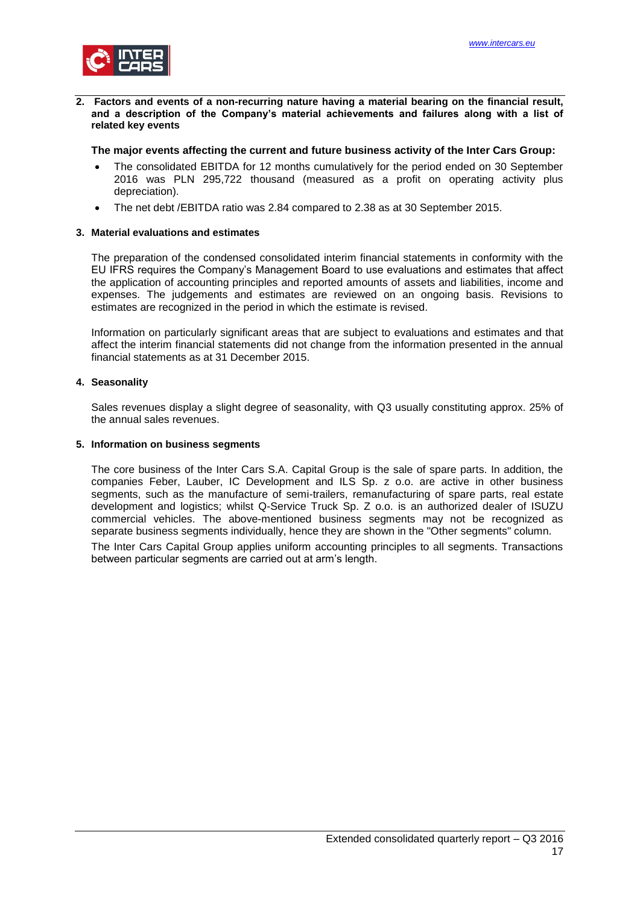## 2. Factors and events of a non-recurring nature having a material bearing on the financial result, and a description of the Company's material achievements and failures along with a list of related key events

**The major events affecting the current and future business activity of the Inter Cars Group:**

- The consolidated EBITDA for 12 months cumulatively for the period ended on 30 September 2016 was PLN 295,722 thousand (measured as a profit on operating activity plus depreciation).
- The net debt /EBITDA ratio was 2.84 compared to 2.38 as at 30 September 2015.

## 3. Material evaluations and estimates

The preparation of the condensed consolidated interim financial statements in conformity with the EU IFRS requires the Company's Management Board to use evaluations and estimates that affect the application of accounting principles and reported amounts of assets and liabilities, income and expenses. The judgements and estimates are reviewed on an ongoing basis. Revisions to estimates are recognized in the period in which the estimate is revised.

Information on particularly significant areas that are subject to evaluations and estimates and that affect the interim financial statements did not change from the information presented in the annual financial statements as at 31 December 2015.

## 4. Seasonality

Sales revenues display a slight degree of seasonality, with Q3 usually constituting approx. 25% of the annual sales revenues.

## 5. Information on business segments

The core business of the Inter Cars S.A. Capital Group is the sale of spare parts. In addition, the companies Feber, Lauber, IC Development and ILS Sp. z o.o. are active in other business segments, such as the manufacture of semi-trailers, remanufacturing of spare parts, real estate development and logistics; whilst Q-Service Truck Sp. Z o.o. is an authorized dealer of ISUZU commercial vehicles. The above-mentioned business segments may not be recognized as separate business segments individually, hence they are shown in the "Other segments" column.

The Inter Cars Capital Group applies uniform accounting principles to all segments. Transactions between particular segments are carried out at arm's length.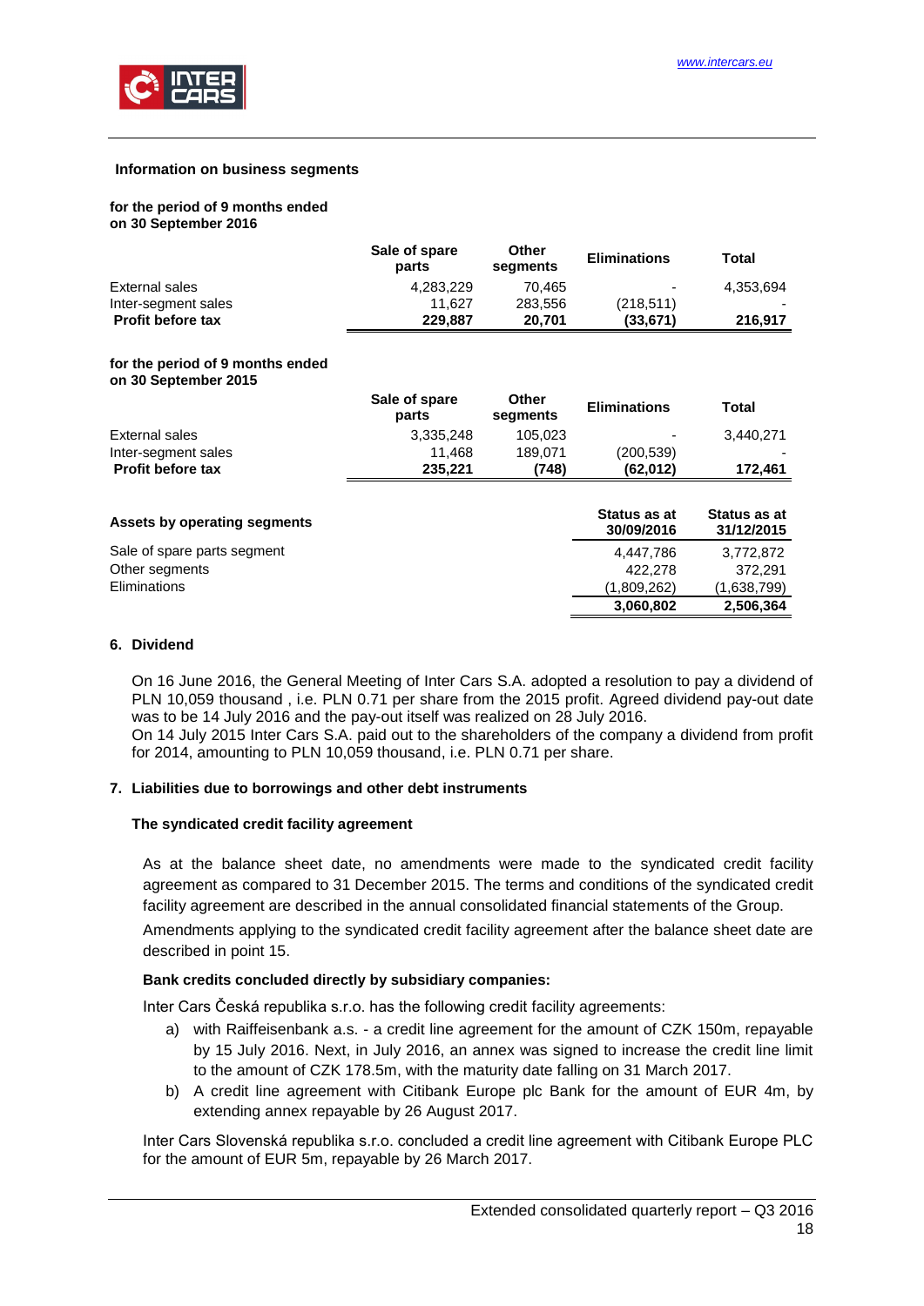**Information on business segments**

**for the period of 9 months ended on 30 September 2016**

| | Sale of spare parts | Other segments | Eliminations | Total |
|---|---|---|---|---|
| External sales | 4,283,229 | 70,465 | - | 4,353,694 |
| Inter-segment sales | 11,627 | 283,556 | (218,511) | - |
| **Profit before tax** | **229,887** | **20,701** | **(33,671)** | **216,917** |

**for the period of 9 months ended on 30 September 2015**

| | Sale of spare parts | Other segments | Eliminations | Total |
|---|---|---|---|---|
| External sales | 3,335,248 | 105,023 | - | 3,440,271 |
| Inter-segment sales | 11,468 | 189,071 | (200,539) | - |
| **Profit before tax** | **235,221** | **(748)** | **(62,012)** | **172,461** |

| **Assets by operating segments** | **Status as at 30/09/2016** | **Status as at 31/12/2015** |
|---|---|---|
| Sale of spare parts segment | 4,447,786 | 3,772,872 |
| Other segments | 422,278 | 372,291 |
| Eliminations | (1,809,262) | (1,638,799) |
| | **3,060,802** | **2,506,364** |

## 6. Dividend

On 16 June 2016, the General Meeting of Inter Cars S.A. adopted a resolution to pay a dividend of PLN 10,059 thousand , i.e. PLN 0.71 per share from the 2015 profit. Agreed dividend pay-out date was to be 14 July 2016 and the pay-out itself was realized on 28 July 2016.
On 14 July 2015 Inter Cars S.A. paid out to the shareholders of the company a dividend from profit for 2014, amounting to PLN 10,059 thousand, i.e. PLN 0.71 per share.

## 7. Liabilities due to borrowings and other debt instruments

### The syndicated credit facility agreement

As at the balance sheet date, no amendments were made to the syndicated credit facility agreement as compared to 31 December 2015. The terms and conditions of the syndicated credit facility agreement are described in the annual consolidated financial statements of the Group.

Amendments applying to the syndicated credit facility agreement after the balance sheet date are described in point 15.

**Bank credits concluded directly by subsidiary companies:**

Inter Cars Česká republika s.r.o. has the following credit facility agreements:

a) with Raiffeisenbank a.s. - a credit line agreement for the amount of CZK 150m, repayable by 15 July 2016. Next, in July 2016, an annex was signed to increase the credit line limit to the amount of CZK 178.5m, with the maturity date falling on 31 March 2017.
b) A credit line agreement with Citibank Europe plc Bank for the amount of EUR 4m, by extending annex repayable by 26 August 2017.

Inter Cars Slovenská republika s.r.o. concluded a credit line agreement with Citibank Europe PLC for the amount of EUR 5m, repayable by 26 March 2017.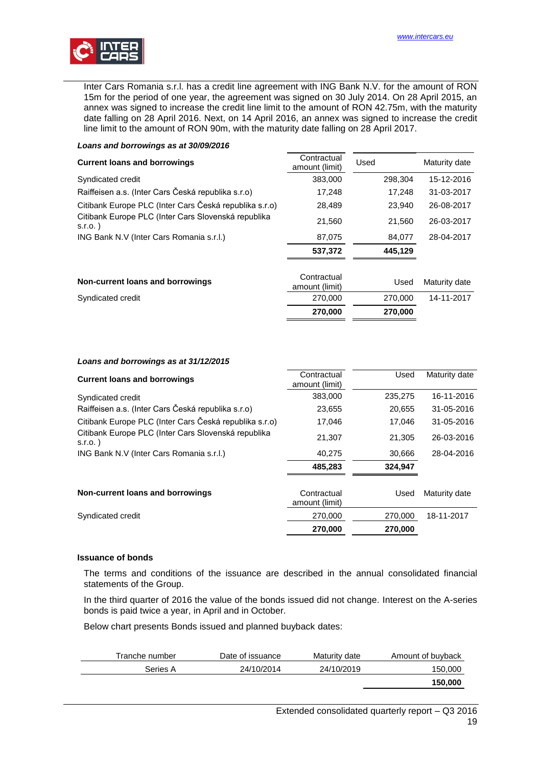Inter Cars Romania s.r.l. has a credit line agreement with ING Bank N.V. for the amount of RON 15m for the period of one year, the agreement was signed on 30 July 2014. On 28 April 2015, an annex was signed to increase the credit line limit to the amount of RON 42.75m, with the maturity date falling on 28 April 2016. Next, on 14 April 2016, an annex was signed to increase the credit line limit to the amount of RON 90m, with the maturity date falling on 28 April 2017.

***Loans and borrowings as at 30/09/2016***

| **Current loans and borrowings** | Contractual amount (limit) | Used | Maturity date |
|---|---|---|---|
| Syndicated credit | 383,000 | 298,304 | 15-12-2016 |
| Raiffeisen a.s. (Inter Cars Česká republika s.r.o) | 17,248 | 17,248 | 31-03-2017 |
| Citibank Europe PLC (Inter Cars Česká republika s.r.o) | 28,489 | 23,940 | 26-08-2017 |
| Citibank Europe PLC (Inter Cars Slovenská republika s.r.o. ) | 21,560 | 21,560 | 26-03-2017 |
| ING Bank N.V (Inter Cars Romania s.r.l.) | 87,075 | 84,077 | 28-04-2017 |
| | **537,372** | **445,129** | |

| **Non-current loans and borrowings** | Contractual amount (limit) | Used | Maturity date |
|---|---|---|---|
| Syndicated credit | 270,000 | 270,000 | 14-11-2017 |
| | **270,000** | **270,000** | |

***Loans and borrowings as at 31/12/2015***

| **Current loans and borrowings** | Contractual amount (limit) | Used | Maturity date |
|---|---|---|---|
| Syndicated credit | 383,000 | 235,275 | 16-11-2016 |
| Raiffeisen a.s. (Inter Cars Česká republika s.r.o) | 23,655 | 20,655 | 31-05-2016 |
| Citibank Europe PLC (Inter Cars Česká republika s.r.o) | 17,046 | 17,046 | 31-05-2016 |
| Citibank Europe PLC (Inter Cars Slovenská republika s.r.o. ) | 21,307 | 21,305 | 26-03-2016 |
| ING Bank N.V (Inter Cars Romania s.r.l.) | 40,275 | 30,666 | 28-04-2016 |
| | **485,283** | **324,947** | |

| **Non-current loans and borrowings** | Contractual amount (limit) | Used | Maturity date |
|---|---|---|---|
| Syndicated credit | 270,000 | 270,000 | 18-11-2017 |
| | **270,000** | **270,000** | |

**Issuance of bonds**

The terms and conditions of the issuance are described in the annual consolidated financial statements of the Group.

In the third quarter of 2016 the value of the bonds issued did not change. Interest on the A-series bonds is paid twice a year, in April and in October.

Below chart presents Bonds issued and planned buyback dates:

| Tranche number | Date of issuance | Maturity date | Amount of buyback |
|---|---|---|---|
| Series A | 24/10/2014 | 24/10/2019 | 150,000 |
| | | | **150,000** |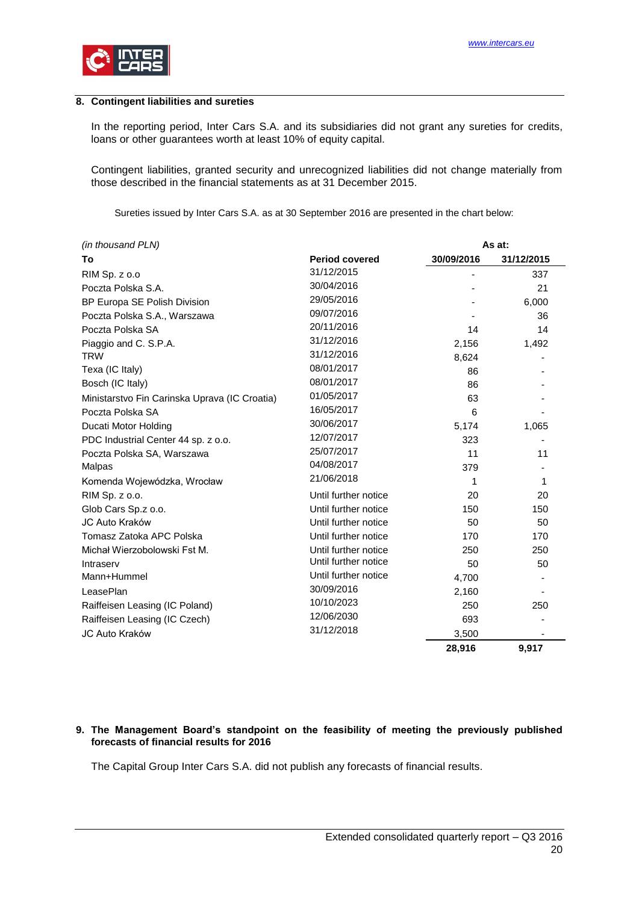## 8. Contingent liabilities and sureties

In the reporting period, Inter Cars S.A. and its subsidiaries did not grant any sureties for credits, loans or other guarantees worth at least 10% of equity capital.

Contingent liabilities, granted security and unrecognized liabilities did not change materially from those described in the financial statements as at 31 December 2015.

Sureties issued by Inter Cars S.A. as at 30 September 2016 are presented in the chart below:

| *(in thousand PLN)* | | As at: | |
|---|---|---|---|
| **To** | **Period covered** | **30/09/2016** | **31/12/2015** |
| RIM Sp. z o.o | 31/12/2015 | - | 337 |
| Poczta Polska S.A. | 30/04/2016 | - | 21 |
| BP Europa SE Polish Division | 29/05/2016 | - | 6,000 |
| Poczta Polska S.A., Warszawa | 09/07/2016 | - | 36 |
| Poczta Polska SA | 20/11/2016 | 14 | 14 |
| Piaggio and C. S.P.A. | 31/12/2016 | 2,156 | 1,492 |
| TRW | 31/12/2016 | 8,624 | - |
| Texa (IC Italy) | 08/01/2017 | 86 | - |
| Bosch (IC Italy) | 08/01/2017 | 86 | - |
| Ministarstvo Fin Carinska Uprava (IC Croatia) | 01/05/2017 | 63 | - |
| Poczta Polska SA | 16/05/2017 | 6 | - |
| Ducati Motor Holding | 30/06/2017 | 5,174 | 1,065 |
| PDC Industrial Center 44 sp. z o.o. | 12/07/2017 | 323 | - |
| Poczta Polska SA, Warszawa | 25/07/2017 | 11 | 11 |
| Malpas | 04/08/2017 | 379 | - |
| Komenda Wojewódzka, Wrocław | 21/06/2018 | 1 | 1 |
| RIM Sp. z o.o. | Until further notice | 20 | 20 |
| Glob Cars Sp.z o.o. | Until further notice | 150 | 150 |
| JC Auto Kraków | Until further notice | 50 | 50 |
| Tomasz Zatoka APC Polska | Until further notice | 170 | 170 |
| Michał Wierzobolowski Fst M. | Until further notice | 250 | 250 |
| Intraserv | Until further notice | 50 | 50 |
| Mann+Hummel | Until further notice | 4,700 | - |
| LeasePlan | 30/09/2016 | 2,160 | - |
| Raiffeisen Leasing (IC Poland) | 10/10/2023 | 250 | 250 |
| Raiffeisen Leasing (IC Czech) | 12/06/2030 | 693 | - |
| JC Auto Kraków | 31/12/2018 | 3,500 | - |
| | | **28,916** | **9,917** |

## 9. The Management Board's standpoint on the feasibility of meeting the previously published forecasts of financial results for 2016

The Capital Group Inter Cars S.A. did not publish any forecasts of financial results.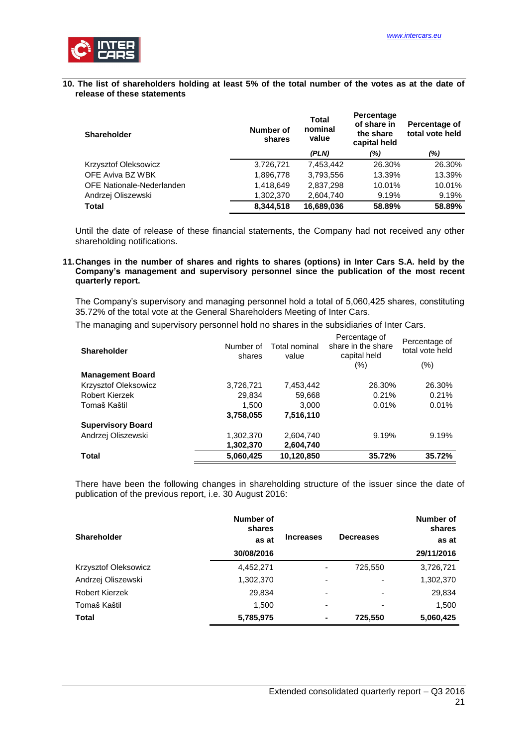## 10. The list of shareholders holding at least 5% of the total number of the votes as at the date of release of these statements

| Shareholder | Number of shares | Total nominal value | Percentage of share in the share capital held | Percentage of total vote held |
|---|---|---|---|---|
| | | *(PLN)* | *(%)* | *(%)* |
| Krzysztof Oleksowicz | 3,726,721 | 7,453,442 | 26.30% | 26.30% |
| OFE Aviva BZ WBK | 1,896,778 | 3,793,556 | 13.39% | 13.39% |
| OFE Nationale-Nederlanden | 1,418,649 | 2,837,298 | 10.01% | 10.01% |
| Andrzej Oliszewski | 1,302,370 | 2,604,740 | 9.19% | 9.19% |
| **Total** | **8,344,518** | **16,689,036** | **58.89%** | **58.89%** |

Until the date of release of these financial statements, the Company had not received any other shareholding notifications.

## 11. Changes in the number of shares and rights to shares (options) in Inter Cars S.A. held by the Company's management and supervisory personnel since the publication of the most recent quarterly report.

The Company's supervisory and managing personnel hold a total of 5,060,425 shares, constituting 35.72% of the total vote at the General Shareholders Meeting of Inter Cars.

The managing and supervisory personnel hold no shares in the subsidiaries of Inter Cars.

| Shareholder | Number of shares | Total nominal value | Percentage of share in the share capital held (%) | Percentage of total vote held (%) |
|---|---|---|---|---|
| **Management Board** | | | | |
| Krzysztof Oleksowicz | 3,726,721 | 7,453,442 | 26.30% | 26.30% |
| Robert Kierzek | 29,834 | 59,668 | 0.21% | 0.21% |
| Tomaš Kaštil | 1,500 | 3,000 | 0.01% | 0.01% |
| | **3,758,055** | **7,516,110** | | |
| **Supervisory Board** | | | | |
| Andrzej Oliszewski | 1,302,370 | 2,604,740 | 9.19% | 9.19% |
| | **1,302,370** | **2,604,740** | | |
| **Total** | **5,060,425** | **10,120,850** | **35.72%** | **35.72%** |

There have been the following changes in shareholding structure of the issuer since the date of publication of the previous report, i.e. 30 August 2016:

| Shareholder | Number of shares as at | Increases | Decreases | Number of shares as at |
|---|---|---|---|---|
| | **30/08/2016** | | | **29/11/2016** |
| Krzysztof Oleksowicz | 4,452,271 | - | 725,550 | 3,726,721 |
| Andrzej Oliszewski | 1,302,370 | - | - | 1,302,370 |
| Robert Kierzek | 29,834 | - | - | 29,834 |
| Tomaš Kaštil | 1,500 | - | - | 1,500 |
| **Total** | **5,785,975** | **-** | **725,550** | **5,060,425** |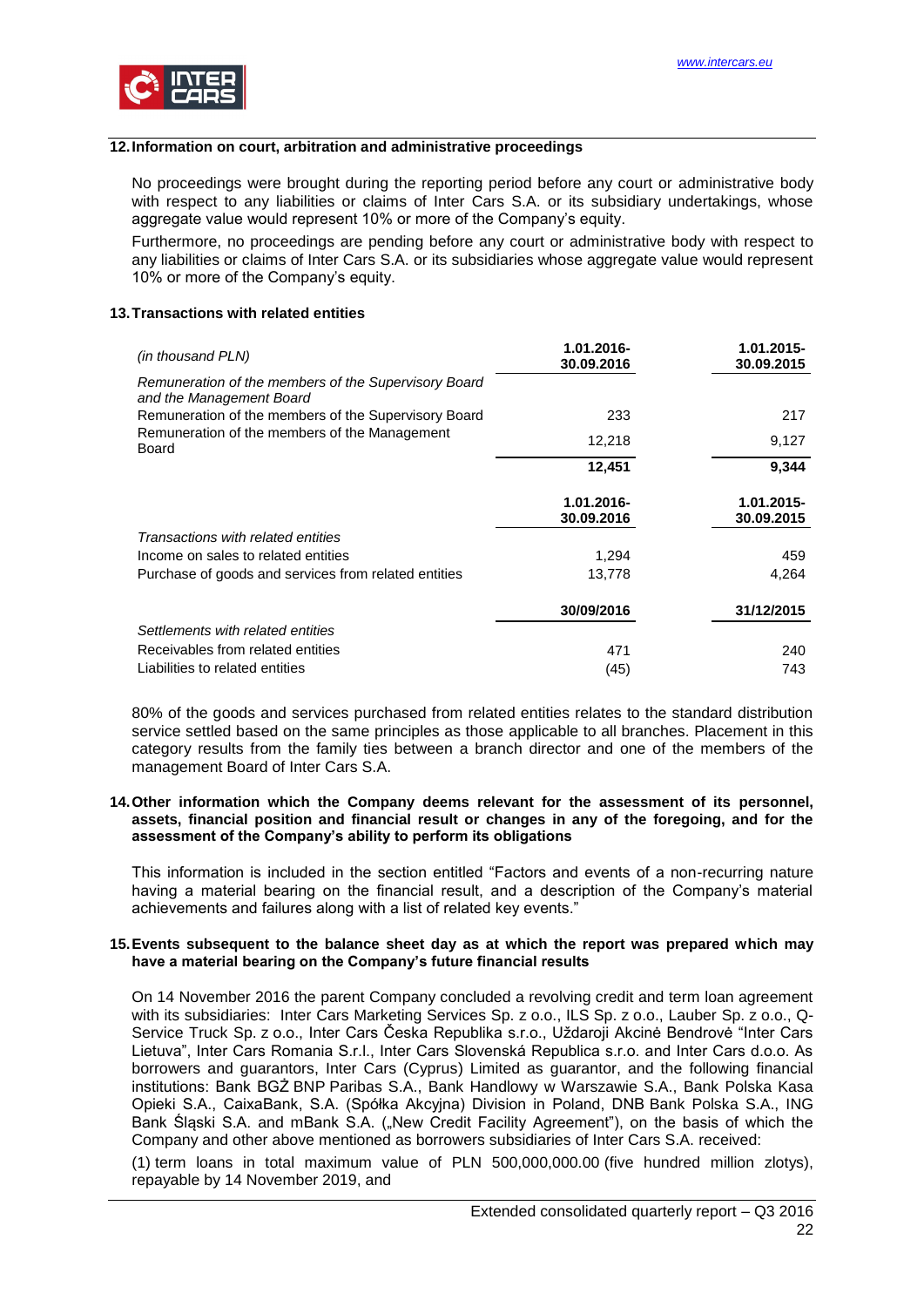## 12. Information on court, arbitration and administrative proceedings

No proceedings were brought during the reporting period before any court or administrative body with respect to any liabilities or claims of Inter Cars S.A. or its subsidiary undertakings, whose aggregate value would represent 10% or more of the Company's equity.

Furthermore, no proceedings are pending before any court or administrative body with respect to any liabilities or claims of Inter Cars S.A. or its subsidiaries whose aggregate value would represent 10% or more of the Company's equity.

## 13. Transactions with related entities

| *(in thousand PLN)* | 1.01.2016-30.09.2016 | 1.01.2015-30.09.2015 |
|---|---|---|
| *Remuneration of the members of the Supervisory Board and the Management Board* | | |
| Remuneration of the members of the Supervisory Board | 233 | 217 |
| Remuneration of the members of the Management Board | 12,218 | 9,127 |
| | **12,451** | **9,344** |
| | **1.01.2016-30.09.2016** | **1.01.2015-30.09.2015** |
| *Transactions with related entities* | | |
| Income on sales to related entities | 1,294 | 459 |
| Purchase of goods and services from related entities | 13,778 | 4,264 |
| | **30/09/2016** | **31/12/2015** |
| *Settlements with related entities* | | |
| Receivables from related entities | 471 | 240 |
| Liabilities to related entities | (45) | 743 |

80% of the goods and services purchased from related entities relates to the standard distribution service settled based on the same principles as those applicable to all branches. Placement in this category results from the family ties between a branch director and one of the members of the management Board of Inter Cars S.A.

## 14. Other information which the Company deems relevant for the assessment of its personnel, assets, financial position and financial result or changes in any of the foregoing, and for the assessment of the Company's ability to perform its obligations

This information is included in the section entitled "Factors and events of a non-recurring nature having a material bearing on the financial result, and a description of the Company's material achievements and failures along with a list of related key events."

## 15. Events subsequent to the balance sheet day as at which the report was prepared which may have a material bearing on the Company's future financial results

On 14 November 2016 the parent Company concluded a revolving credit and term loan agreement with its subsidiaries: Inter Cars Marketing Services Sp. z o.o., ILS Sp. z o.o., Lauber Sp. z o.o., Q-Service Truck Sp. z o.o., Inter Cars Česka Republika s.r.o., Uždaroji Akcinė Bendrovė "Inter Cars Lietuva", Inter Cars Romania S.r.l., Inter Cars Slovenská Republica s.r.o. and Inter Cars d.o.o. As borrowers and guarantors, Inter Cars (Cyprus) Limited as guarantor, and the following financial institutions: Bank BGŻ BNP Paribas S.A., Bank Handlowy w Warszawie S.A., Bank Polska Kasa Opieki S.A., CaixaBank, S.A. (Spółka Akcyjna) Division in Poland, DNB Bank Polska S.A., ING Bank Śląski S.A. and mBank S.A. („New Credit Facility Agreement"), on the basis of which the Company and other above mentioned as borrowers subsidiaries of Inter Cars S.A. received:

(1) term loans in total maximum value of PLN 500,000,000.00 (five hundred million zlotys), repayable by 14 November 2019, and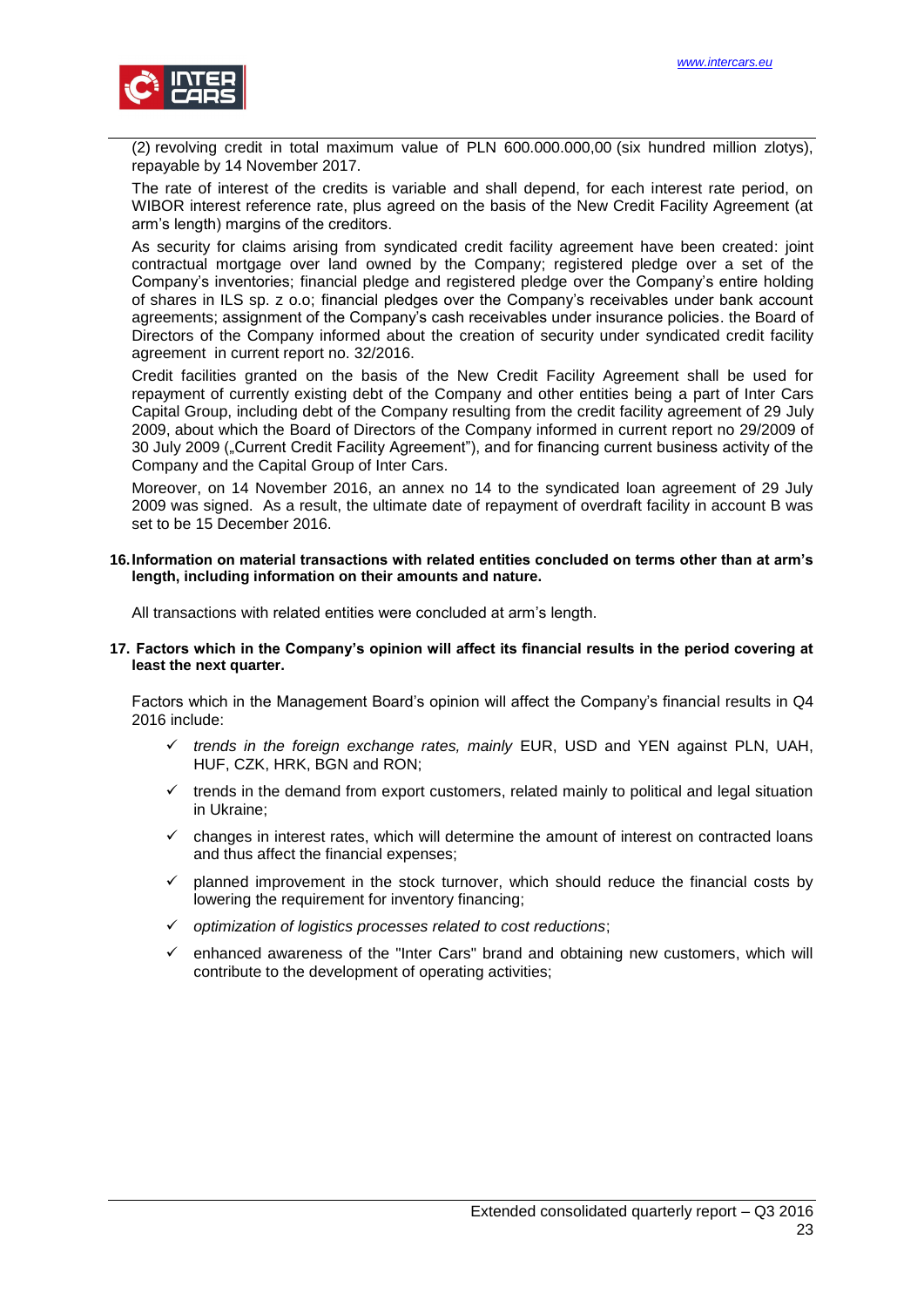(2) revolving credit in total maximum value of PLN 600.000.000,00 (six hundred million zlotys), repayable by 14 November 2017.

The rate of interest of the credits is variable and shall depend, for each interest rate period, on WIBOR interest reference rate, plus agreed on the basis of the New Credit Facility Agreement (at arm's length) margins of the creditors.

As security for claims arising from syndicated credit facility agreement have been created: joint contractual mortgage over land owned by the Company; registered pledge over a set of the Company's inventories; financial pledge and registered pledge over the Company's entire holding of shares in ILS sp. z o.o; financial pledges over the Company's receivables under bank account agreements; assignment of the Company's cash receivables under insurance policies. the Board of Directors of the Company informed about the creation of security under syndicated credit facility agreement in current report no. 32/2016.

Credit facilities granted on the basis of the New Credit Facility Agreement shall be used for repayment of currently existing debt of the Company and other entities being a part of Inter Cars Capital Group, including debt of the Company resulting from the credit facility agreement of 29 July 2009, about which the Board of Directors of the Company informed in current report no 29/2009 of 30 July 2009 („Current Credit Facility Agreement"), and for financing current business activity of the Company and the Capital Group of Inter Cars.

Moreover, on 14 November 2016, an annex no 14 to the syndicated loan agreement of 29 July 2009 was signed. As a result, the ultimate date of repayment of overdraft facility in account B was set to be 15 December 2016.

## 16. Information on material transactions with related entities concluded on terms other than at arm's length, including information on their amounts and nature.

All transactions with related entities were concluded at arm's length.

## 17. Factors which in the Company's opinion will affect its financial results in the period covering at least the next quarter.

Factors which in the Management Board's opinion will affect the Company's financial results in Q4 2016 include:

- ✓ *trends in the foreign exchange rates, mainly* EUR, USD and YEN against PLN, UAH, HUF, CZK, HRK, BGN and RON;
- ✓ trends in the demand from export customers, related mainly to political and legal situation in Ukraine;
- ✓ changes in interest rates, which will determine the amount of interest on contracted loans and thus affect the financial expenses;
- ✓ planned improvement in the stock turnover, which should reduce the financial costs by lowering the requirement for inventory financing;
- ✓ *optimization of logistics processes related to cost reductions*;
- ✓ enhanced awareness of the "Inter Cars" brand and obtaining new customers, which will contribute to the development of operating activities;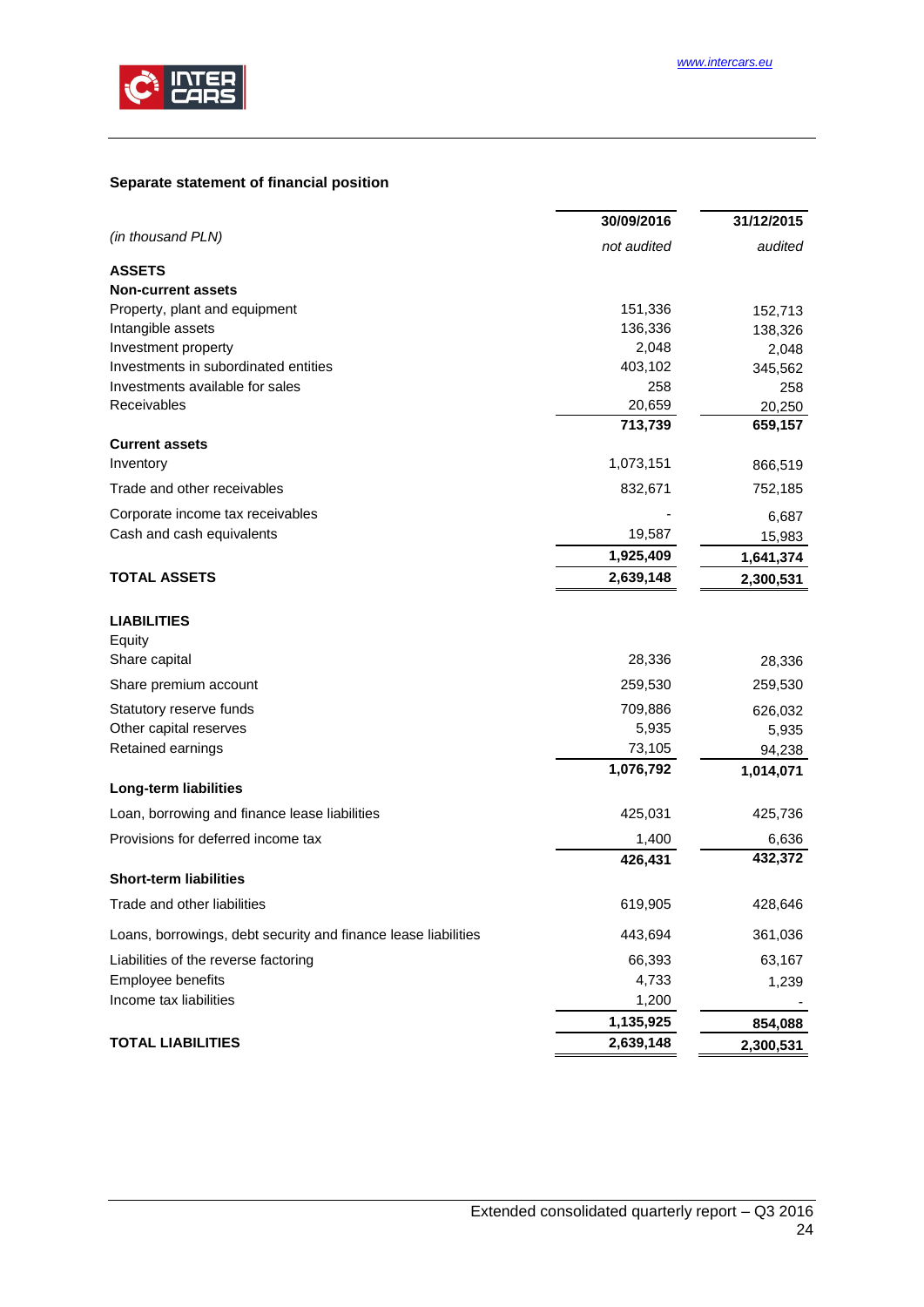## Separate statement of financial position

| (in thousand PLN) | 30/09/2016 *not audited* | 31/12/2015 *audited* |
|---|---|---|
| **ASSETS** | | |
| **Non-current assets** | | |
| Property, plant and equipment | 151,336 | 152,713 |
| Intangible assets | 136,336 | 138,326 |
| Investment property | 2,048 | 2,048 |
| Investments in subordinated entities | 403,102 | 345,562 |
| Investments available for sales | 258 | 258 |
| Receivables | 20,659 | 20,250 |
| | **713,739** | **659,157** |
| **Current assets** | | |
| Inventory | 1,073,151 | 866,519 |
| Trade and other receivables | 832,671 | 752,185 |
| Corporate income tax receivables | - | 6,687 |
| Cash and cash equivalents | 19,587 | 15,983 |
| | **1,925,409** | **1,641,374** |
| **TOTAL ASSETS** | **2,639,148** | **2,300,531** |
| | | |
| **LIABILITIES** | | |
| Equity | | |
| Share capital | 28,336 | 28,336 |
| Share premium account | 259,530 | 259,530 |
| Statutory reserve funds | 709,886 | 626,032 |
| Other capital reserves | 5,935 | 5,935 |
| Retained earnings | 73,105 | 94,238 |
| | **1,076,792** | **1,014,071** |
| **Long-term liabilities** | | |
| Loan, borrowing and finance lease liabilities | 425,031 | 425,736 |
| Provisions for deferred income tax | 1,400 | 6,636 |
| | **426,431** | **432,372** |
| **Short-term liabilities** | | |
| Trade and other liabilities | 619,905 | 428,646 |
| Loans, borrowings, debt security and finance lease liabilities | 443,694 | 361,036 |
| Liabilities of the reverse factoring | 66,393 | 63,167 |
| Employee benefits | 4,733 | 1,239 |
| Income tax liabilities | 1,200 | - |
| | **1,135,925** | **854,088** |
| **TOTAL LIABILITIES** | **2,639,148** | **2,300,531** |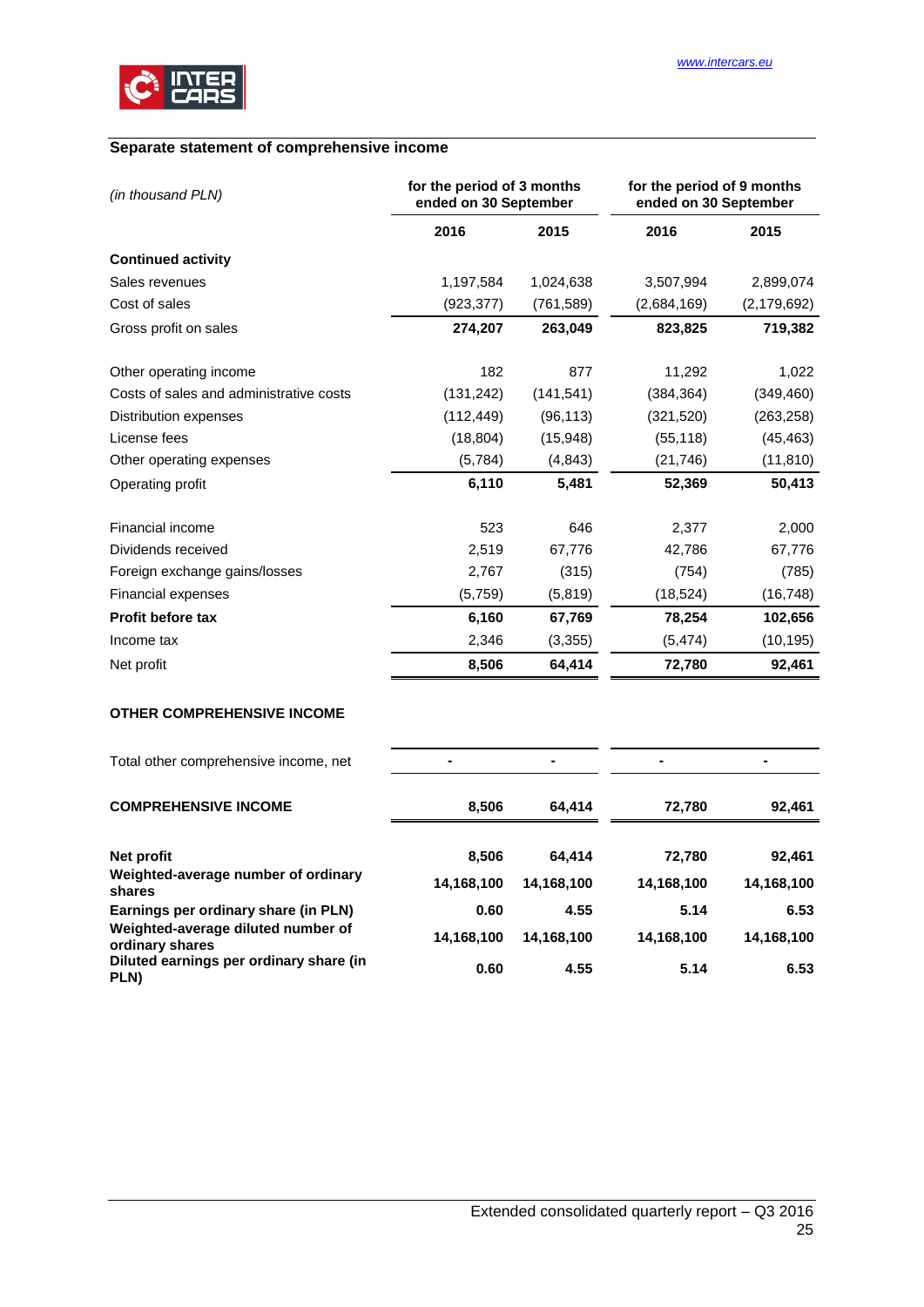## Separate statement of comprehensive income

| *(in thousand PLN)* | for the period of 3 months ended on 30 September | | for the period of 9 months ended on 30 September | |
|---|---|---|---|---|
| | **2016** | **2015** | **2016** | **2015** |
| **Continued activity** | | | | |
| Sales revenues | 1,197,584 | 1,024,638 | 3,507,994 | 2,899,074 |
| Cost of sales | (923,377) | (761,589) | (2,684,169) | (2,179,692) |
| Gross profit on sales | **274,207** | **263,049** | **823,825** | **719,382** |
| Other operating income | 182 | 877 | 11,292 | 1,022 |
| Costs of sales and administrative costs | (131,242) | (141,541) | (384,364) | (349,460) |
| Distribution expenses | (112,449) | (96,113) | (321,520) | (263,258) |
| License fees | (18,804) | (15,948) | (55,118) | (45,463) |
| Other operating expenses | (5,784) | (4,843) | (21,746) | (11,810) |
| Operating profit | **6,110** | **5,481** | **52,369** | **50,413** |
| Financial income | 523 | 646 | 2,377 | 2,000 |
| Dividends received | 2,519 | 67,776 | 42,786 | 67,776 |
| Foreign exchange gains/losses | 2,767 | (315) | (754) | (785) |
| Financial expenses | (5,759) | (5,819) | (18,524) | (16,748) |
| **Profit before tax** | **6,160** | **67,769** | **78,254** | **102,656** |
| Income tax | 2,346 | (3,355) | (5,474) | (10,195) |
| Net profit | **8,506** | **64,414** | **72,780** | **92,461** |
| **OTHER COMPREHENSIVE INCOME** | | | | |
| Total other comprehensive income, net | **-** | **-** | **-** | **-** |
| **COMPREHENSIVE INCOME** | **8,506** | **64,414** | **72,780** | **92,461** |
| **Net profit** | **8,506** | **64,414** | **72,780** | **92,461** |
| **Weighted-average number of ordinary shares** | **14,168,100** | **14,168,100** | **14,168,100** | **14,168,100** |
| **Earnings per ordinary share (in PLN)** | **0.60** | **4.55** | **5.14** | **6.53** |
| **Weighted-average diluted number of ordinary shares** | **14,168,100** | **14,168,100** | **14,168,100** | **14,168,100** |
| **Diluted earnings per ordinary share (in PLN)** | **0.60** | **4.55** | **5.14** | **6.53** |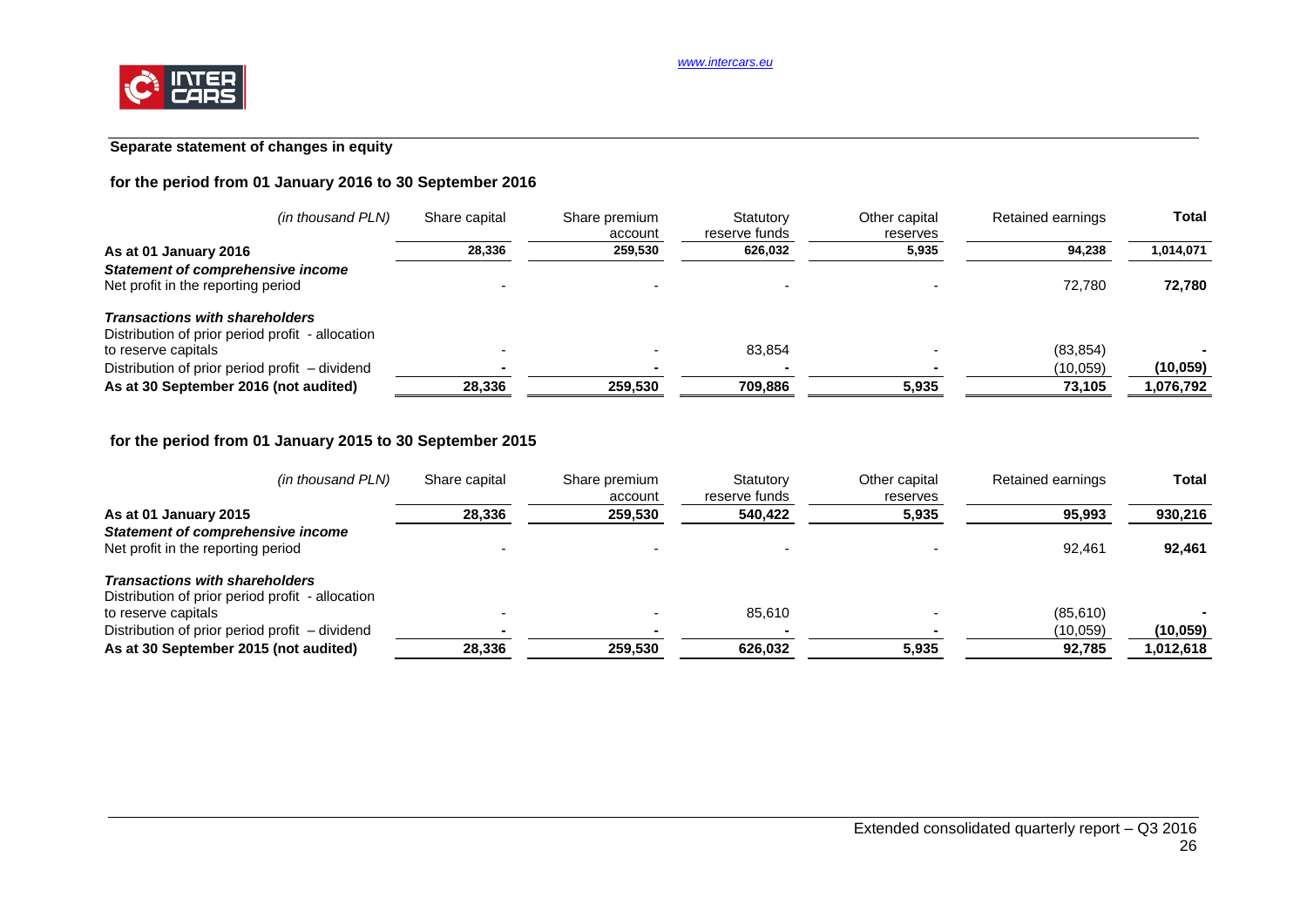## Separate statement of changes in equity

### for the period from 01 January 2016 to 30 September 2016

| *(in thousand PLN)* | Share capital | Share premium account | Statutory reserve funds | Other capital reserves | Retained earnings | Total |
|---|---|---|---|---|---|---|
| **As at 01 January 2016** | **28,336** | **259,530** | **626,032** | **5,935** | **94,238** | **1,014,071** |
| ***Statement of comprehensive income*** | | | | | | |
| Net profit in the reporting period | - | - | - | - | 72,780 | **72,780** |
| ***Transactions with shareholders*** | | | | | | |
| Distribution of prior period profit - allocation to reserve capitals | - | - | 83,854 | - | (83,854) | **-** |
| Distribution of prior period profit – dividend | **-** | **-** | **-** | **-** | (10,059) | **(10,059)** |
| **As at 30 September 2016 (not audited)** | **28,336** | **259,530** | **709,886** | **5,935** | **73,105** | **1,076,792** |

### for the period from 01 January 2015 to 30 September 2015

| *(in thousand PLN)* | Share capital | Share premium account | Statutory reserve funds | Other capital reserves | Retained earnings | Total |
|---|---|---|---|---|---|---|
| **As at 01 January 2015** | **28,336** | **259,530** | **540,422** | **5,935** | **95,993** | **930,216** |
| ***Statement of comprehensive income*** | | | | | | |
| Net profit in the reporting period | - | - | - | - | 92,461 | **92,461** |
| ***Transactions with shareholders*** | | | | | | |
| Distribution of prior period profit - allocation to reserve capitals | - | - | 85,610 | - | (85,610) | **-** |
| Distribution of prior period profit – dividend | **-** | **-** | **-** | **-** | (10,059) | **(10,059)** |
| **As at 30 September 2015 (not audited)** | **28,336** | **259,530** | **626,032** | **5,935** | **92,785** | **1,012,618** |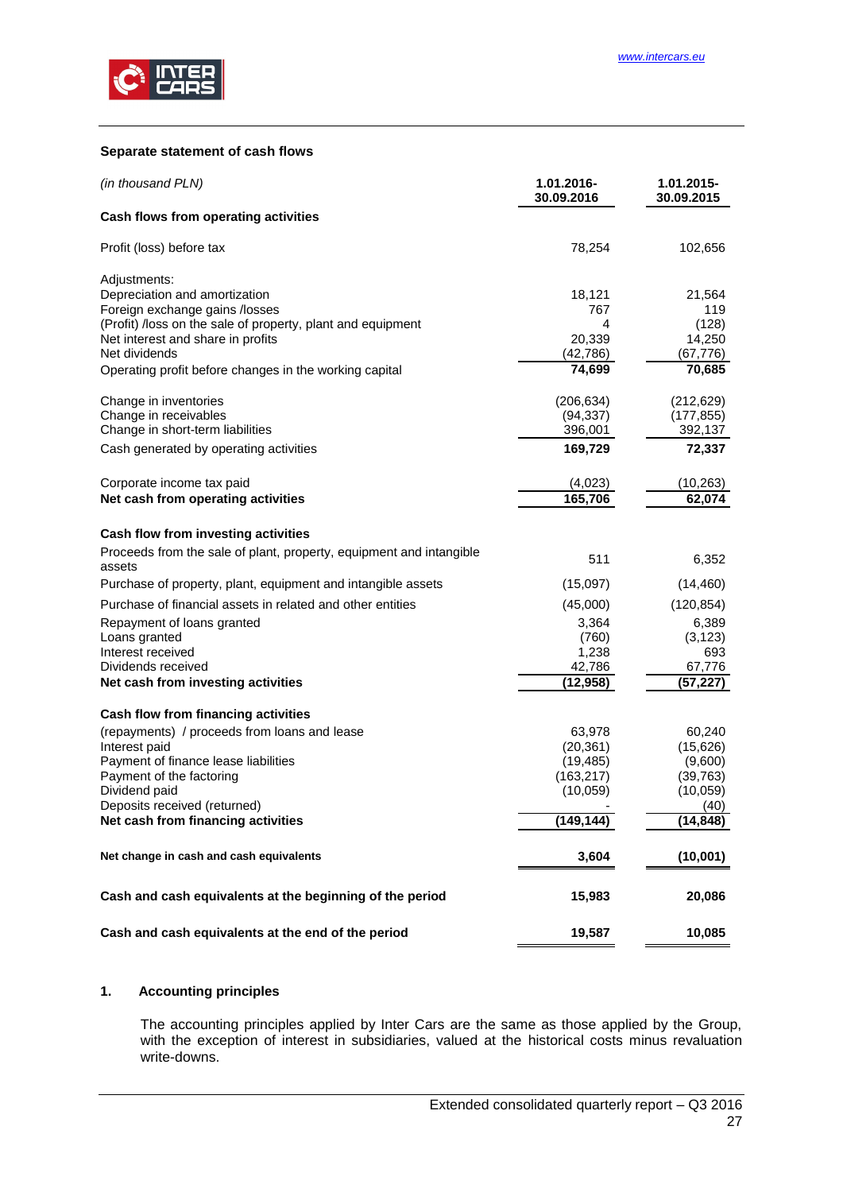### Separate statement of cash flows

| *(in thousand PLN)* | 1.01.2016-30.09.2016 | 1.01.2015-30.09.2015 |
|---|---|---|
| **Cash flows from operating activities** | | |
| Profit (loss) before tax | 78,254 | 102,656 |
| Adjustments: | | |
| Depreciation and amortization | 18,121 | 21,564 |
| Foreign exchange gains /losses | 767 | 119 |
| (Profit) /loss on the sale of property, plant and equipment | 4 | (128) |
| Net interest and share in profits | 20,339 | 14,250 |
| Net dividends | (42,786) | (67,776) |
| Operating profit before changes in the working capital | **74,699** | **70,685** |
| Change in inventories | (206,634) | (212,629) |
| Change in receivables | (94,337) | (177,855) |
| Change in short-term liabilities | 396,001 | 392,137 |
| Cash generated by operating activities | **169,729** | **72,337** |
| Corporate income tax paid | (4,023) | (10,263) |
| **Net cash from operating activities** | **165,706** | **62,074** |
| **Cash flow from investing activities** | | |
| Proceeds from the sale of plant, property, equipment and intangible assets | 511 | 6,352 |
| Purchase of property, plant, equipment and intangible assets | (15,097) | (14,460) |
| Purchase of financial assets in related and other entities | (45,000) | (120,854) |
| Repayment of loans granted | 3,364 | 6,389 |
| Loans granted | (760) | (3,123) |
| Interest received | 1,238 | 693 |
| Dividends received | 42,786 | 67,776 |
| **Net cash from investing activities** | **(12,958)** | **(57,227)** |
| **Cash flow from financing activities** | | |
| (repayments) / proceeds from loans and lease | 63,978 | 60,240 |
| Interest paid | (20,361) | (15,626) |
| Payment of finance lease liabilities | (19,485) | (9,600) |
| Payment of the factoring | (163,217) | (39,763) |
| Dividend paid | (10,059) | (10,059) |
| Deposits received (returned) | - | (40) |
| **Net cash from financing activities** | **(149,144)** | **(14,848)** |
| **Net change in cash and cash equivalents** | **3,604** | **(10,001)** |
| **Cash and cash equivalents at the beginning of the period** | **15,983** | **20,086** |
| **Cash and cash equivalents at the end of the period** | **19,587** | **10,085** |

## 1. Accounting principles

The accounting principles applied by Inter Cars are the same as those applied by the Group, with the exception of interest in subsidiaries, valued at the historical costs minus revaluation write-downs.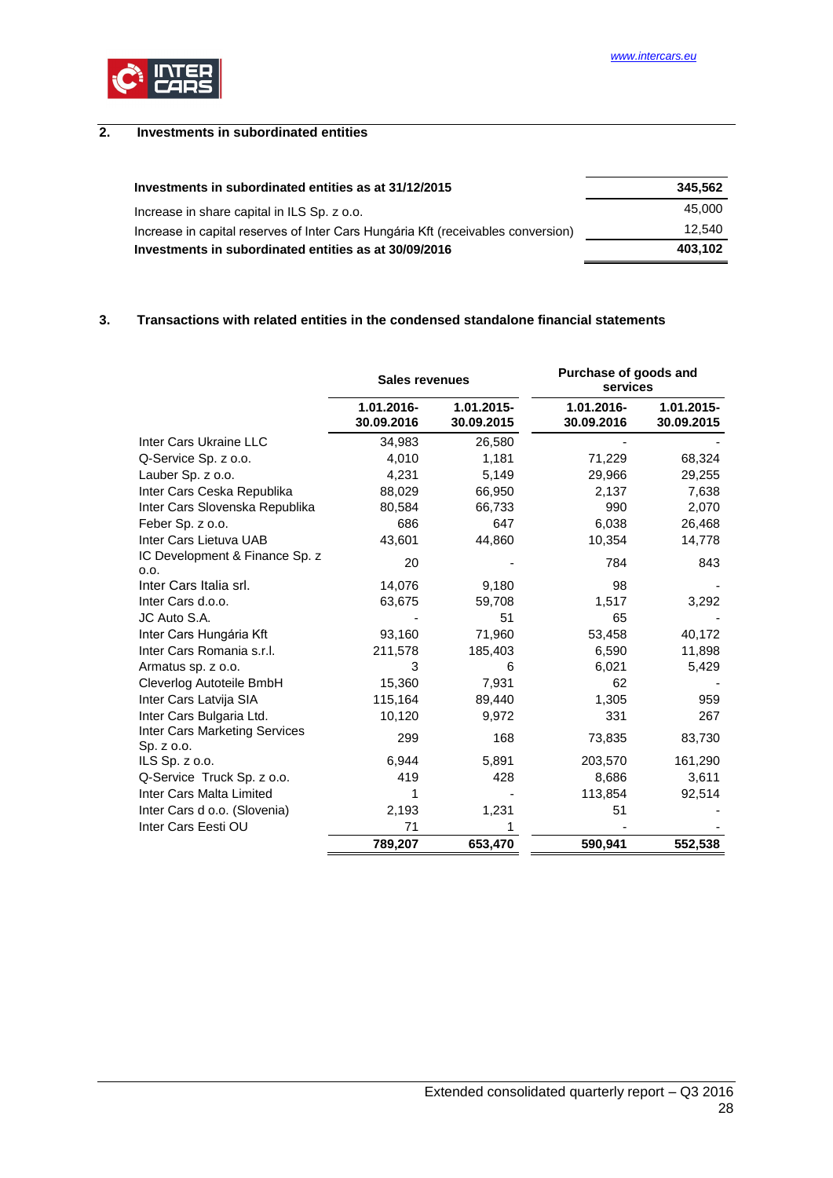## 2. Investments in subordinated entities

| | |
|---|---|
| **Investments in subordinated entities as at 31/12/2015** | **345,562** |
| Increase in share capital in ILS Sp. z o.o. | 45,000 |
| Increase in capital reserves of Inter Cars Hungária Kft (receivables conversion) | 12,540 |
| **Investments in subordinated entities as at 30/09/2016** | **403,102** |

## 3. Transactions with related entities in the condensed standalone financial statements

| | Sales revenues | | Purchase of goods and services | |
|---|---|---|---|---|
| | **1.01.2016-30.09.2016** | **1.01.2015-30.09.2015** | **1.01.2016-30.09.2016** | **1.01.2015-30.09.2015** |
| Inter Cars Ukraine LLC | 34,983 | 26,580 | - | - |
| Q-Service Sp. z o.o. | 4,010 | 1,181 | 71,229 | 68,324 |
| Lauber Sp. z o.o. | 4,231 | 5,149 | 29,966 | 29,255 |
| Inter Cars Ceska Republika | 88,029 | 66,950 | 2,137 | 7,638 |
| Inter Cars Slovenska Republika | 80,584 | 66,733 | 990 | 2,070 |
| Feber Sp. z o.o. | 686 | 647 | 6,038 | 26,468 |
| Inter Cars Lietuva UAB | 43,601 | 44,860 | 10,354 | 14,778 |
| IC Development & Finance Sp. z o.o. | 20 | - | 784 | 843 |
| Inter Cars Italia srl. | 14,076 | 9,180 | 98 | - |
| Inter Cars d.o.o. | 63,675 | 59,708 | 1,517 | 3,292 |
| JC Auto S.A. | - | 51 | 65 | - |
| Inter Cars Hungária Kft | 93,160 | 71,960 | 53,458 | 40,172 |
| Inter Cars Romania s.r.l. | 211,578 | 185,403 | 6,590 | 11,898 |
| Armatus sp. z o.o. | 3 | 6 | 6,021 | 5,429 |
| Cleverlog Autoteile BmbH | 15,360 | 7,931 | 62 | - |
| Inter Cars Latvija SIA | 115,164 | 89,440 | 1,305 | 959 |
| Inter Cars Bulgaria Ltd. | 10,120 | 9,972 | 331 | 267 |
| Inter Cars Marketing Services Sp. z o.o. | 299 | 168 | 73,835 | 83,730 |
| ILS Sp. z o.o. | 6,944 | 5,891 | 203,570 | 161,290 |
| Q-Service Truck Sp. z o.o. | 419 | 428 | 8,686 | 3,611 |
| Inter Cars Malta Limited | 1 | - | 113,854 | 92,514 |
| Inter Cars d o.o. (Slovenia) | 2,193 | 1,231 | 51 | - |
| Inter Cars Eesti OU | 71 | 1 | - | - |
| | **789,207** | **653,470** | **590,941** | **552,538** |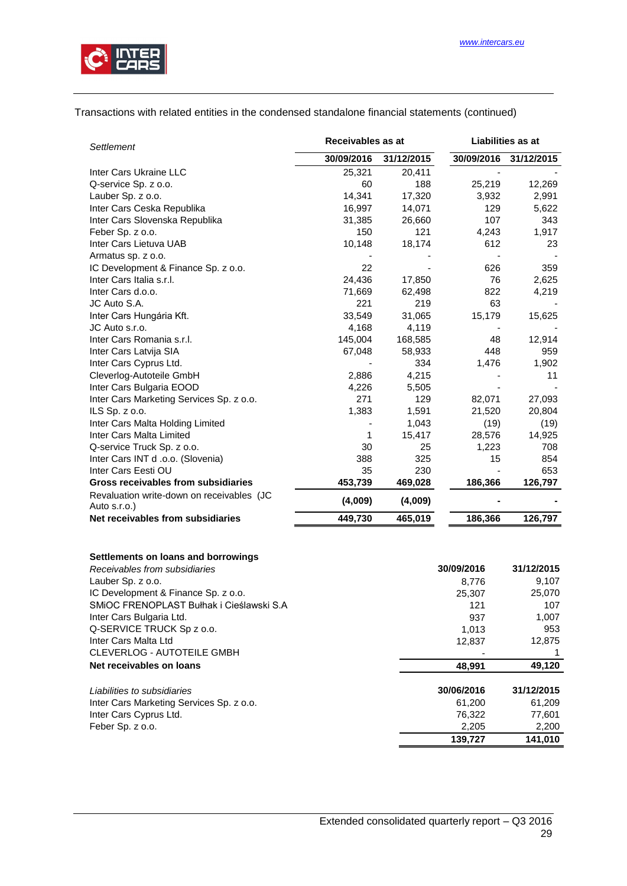Transactions with related entities in the condensed standalone financial statements (continued)

| *Settlement* | Receivables as at | | Liabilities as at | |
|---|---|---|---|---|
| | **30/09/2016** | **31/12/2015** | **30/09/2016** | **31/12/2015** |
| Inter Cars Ukraine LLC | 25,321 | 20,411 | - | - |
| Q-service Sp. z o.o. | 60 | 188 | 25,219 | 12,269 |
| Lauber Sp. z o.o. | 14,341 | 17,320 | 3,932 | 2,991 |
| Inter Cars Ceska Republika | 16,997 | 14,071 | 129 | 5,622 |
| Inter Cars Slovenska Republika | 31,385 | 26,660 | 107 | 343 |
| Feber Sp. z o.o. | 150 | 121 | 4,243 | 1,917 |
| Inter Cars Lietuva UAB | 10,148 | 18,174 | 612 | 23 |
| Armatus sp. z o.o. | - | - | - | - |
| IC Development & Finance Sp. z o.o. | 22 | - | 626 | 359 |
| Inter Cars Italia s.r.l. | 24,436 | 17,850 | 76 | 2,625 |
| Inter Cars d.o.o. | 71,669 | 62,498 | 822 | 4,219 |
| JC Auto S.A. | 221 | 219 | 63 | - |
| Inter Cars Hungária Kft. | 33,549 | 31,065 | 15,179 | 15,625 |
| JC Auto s.r.o. | 4,168 | 4,119 | - | - |
| Inter Cars Romania s.r.l. | 145,004 | 168,585 | 48 | 12,914 |
| Inter Cars Latvija SIA | 67,048 | 58,933 | 448 | 959 |
| Inter Cars Cyprus Ltd. | - | 334 | 1,476 | 1,902 |
| Cleverlog-Autoteile GmbH | 2,886 | 4,215 | - | 11 |
| Inter Cars Bulgaria EOOD | 4,226 | 5,505 | - | - |
| Inter Cars Marketing Services Sp. z o.o. | 271 | 129 | 82,071 | 27,093 |
| ILS Sp. z o.o. | 1,383 | 1,591 | 21,520 | 20,804 |
| Inter Cars Malta Holding Limited | - | 1,043 | (19) | (19) |
| Inter Cars Malta Limited | 1 | 15,417 | 28,576 | 14,925 |
| Q-service Truck Sp. z o.o. | 30 | 25 | 1,223 | 708 |
| Inter Cars INT d .o.o. (Slovenia) | 388 | 325 | 15 | 854 |
| Inter Cars Eesti OU | 35 | 230 | - | 653 |
| **Gross receivables from subsidiaries** | **453,739** | **469,028** | **186,366** | **126,797** |
| Revaluation write-down on receivables (JC Auto s.r.o.) | **(4,009)** | **(4,009)** | **-** | **-** |
| **Net receivables from subsidiaries** | **449,730** | **465,019** | **186,366** | **126,797** |

**Settlements on loans and borrowings**

| *Receivables from subsidiaries* | **30/09/2016** | **31/12/2015** |
|---|---|---|
| Lauber Sp. z o.o. | 8,776 | 9,107 |
| IC Development & Finance Sp. z o.o. | 25,307 | 25,070 |
| SMiOC FRENOPLAST Bułhak i Cieślawski S.A | 121 | 107 |
| Inter Cars Bulgaria Ltd. | 937 | 1,007 |
| Q-SERVICE TRUCK Sp z o.o. | 1,013 | 953 |
| Inter Cars Malta Ltd | 12,837 | 12,875 |
| CLEVERLOG - AUTOTEILE GMBH | - | 1 |
| **Net receivables on loans** | **48,991** | **49,120** |

| *Liabilities to subsidiaries* | **30/06/2016** | **31/12/2015** |
|---|---|---|
| Inter Cars Marketing Services Sp. z o.o. | 61,200 | 61,209 |
| Inter Cars Cyprus Ltd. | 76,322 | 77,601 |
| Feber Sp. z o.o. | 2,205 | 2,200 |
| | **139,727** | **141,010** |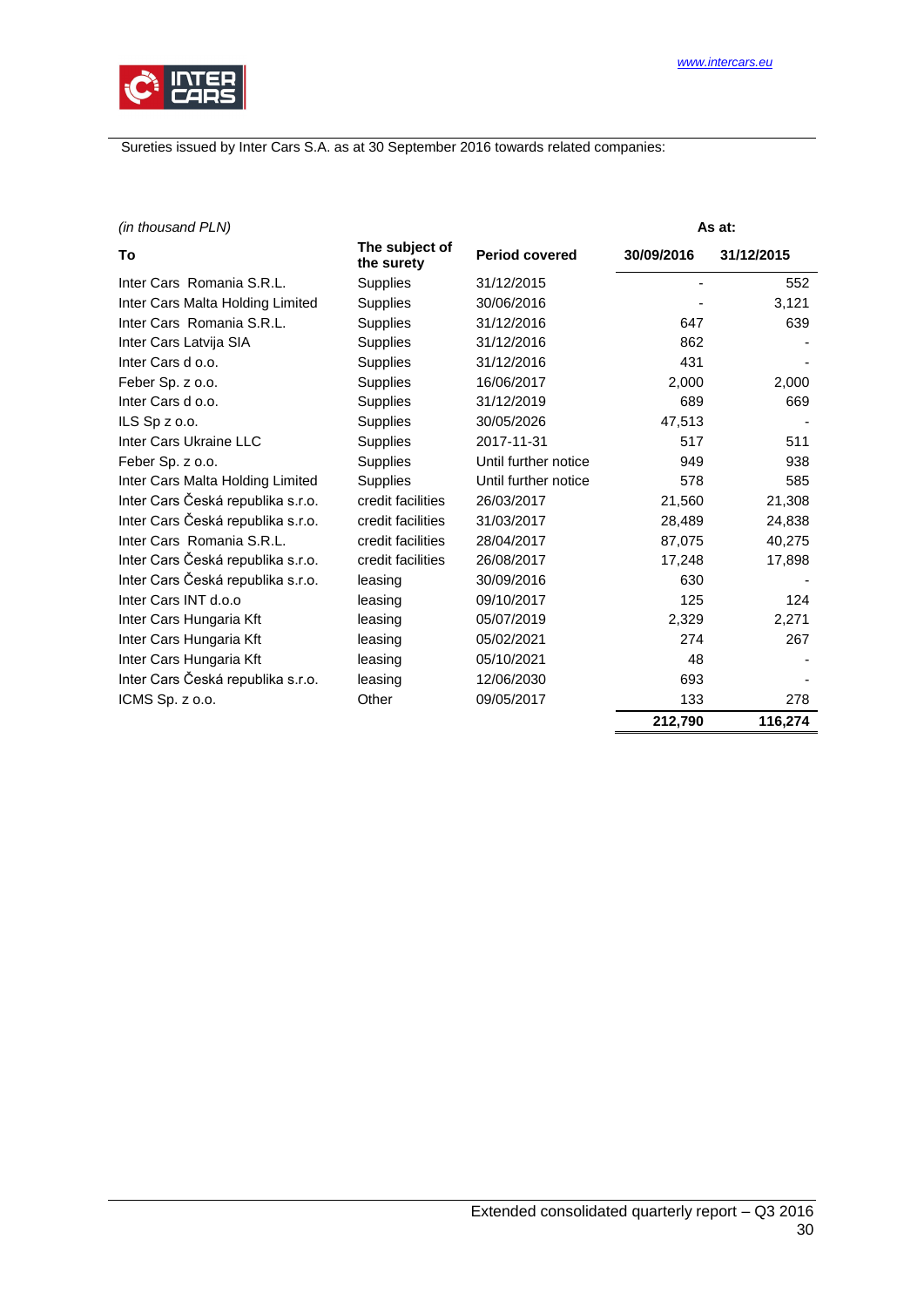Sureties issued by Inter Cars S.A. as at 30 September 2016 towards related companies:

| *(in thousand PLN)* | | | As at: | |
|---|---|---|---|---|
| **To** | **The subject of the surety** | **Period covered** | **30/09/2016** | **31/12/2015** |
| Inter Cars Romania S.R.L. | Supplies | 31/12/2015 | - | 552 |
| Inter Cars Malta Holding Limited | Supplies | 30/06/2016 | - | 3,121 |
| Inter Cars Romania S.R.L. | Supplies | 31/12/2016 | 647 | 639 |
| Inter Cars Latvija SIA | Supplies | 31/12/2016 | 862 | - |
| Inter Cars d o.o. | Supplies | 31/12/2016 | 431 | - |
| Feber Sp. z o.o. | Supplies | 16/06/2017 | 2,000 | 2,000 |
| Inter Cars d o.o. | Supplies | 31/12/2019 | 689 | 669 |
| ILS Sp z o.o. | Supplies | 30/05/2026 | 47,513 | - |
| Inter Cars Ukraine LLC | Supplies | 2017-11-31 | 517 | 511 |
| Feber Sp. z o.o. | Supplies | Until further notice | 949 | 938 |
| Inter Cars Malta Holding Limited | Supplies | Until further notice | 578 | 585 |
| Inter Cars Česká republika s.r.o. | credit facilities | 26/03/2017 | 21,560 | 21,308 |
| Inter Cars Česká republika s.r.o. | credit facilities | 31/03/2017 | 28,489 | 24,838 |
| Inter Cars Romania S.R.L. | credit facilities | 28/04/2017 | 87,075 | 40,275 |
| Inter Cars Česká republika s.r.o. | credit facilities | 26/08/2017 | 17,248 | 17,898 |
| Inter Cars Česká republika s.r.o. | leasing | 30/09/2016 | 630 | - |
| Inter Cars INT d.o.o | leasing | 09/10/2017 | 125 | 124 |
| Inter Cars Hungaria Kft | leasing | 05/07/2019 | 2,329 | 2,271 |
| Inter Cars Hungaria Kft | leasing | 05/02/2021 | 274 | 267 |
| Inter Cars Hungaria Kft | leasing | 05/10/2021 | 48 | - |
| Inter Cars Česká republika s.r.o. | leasing | 12/06/2030 | 693 | - |
| ICMS Sp. z o.o. | Other | 09/05/2017 | 133 | 278 |
| | | | **212,790** | **116,274** |